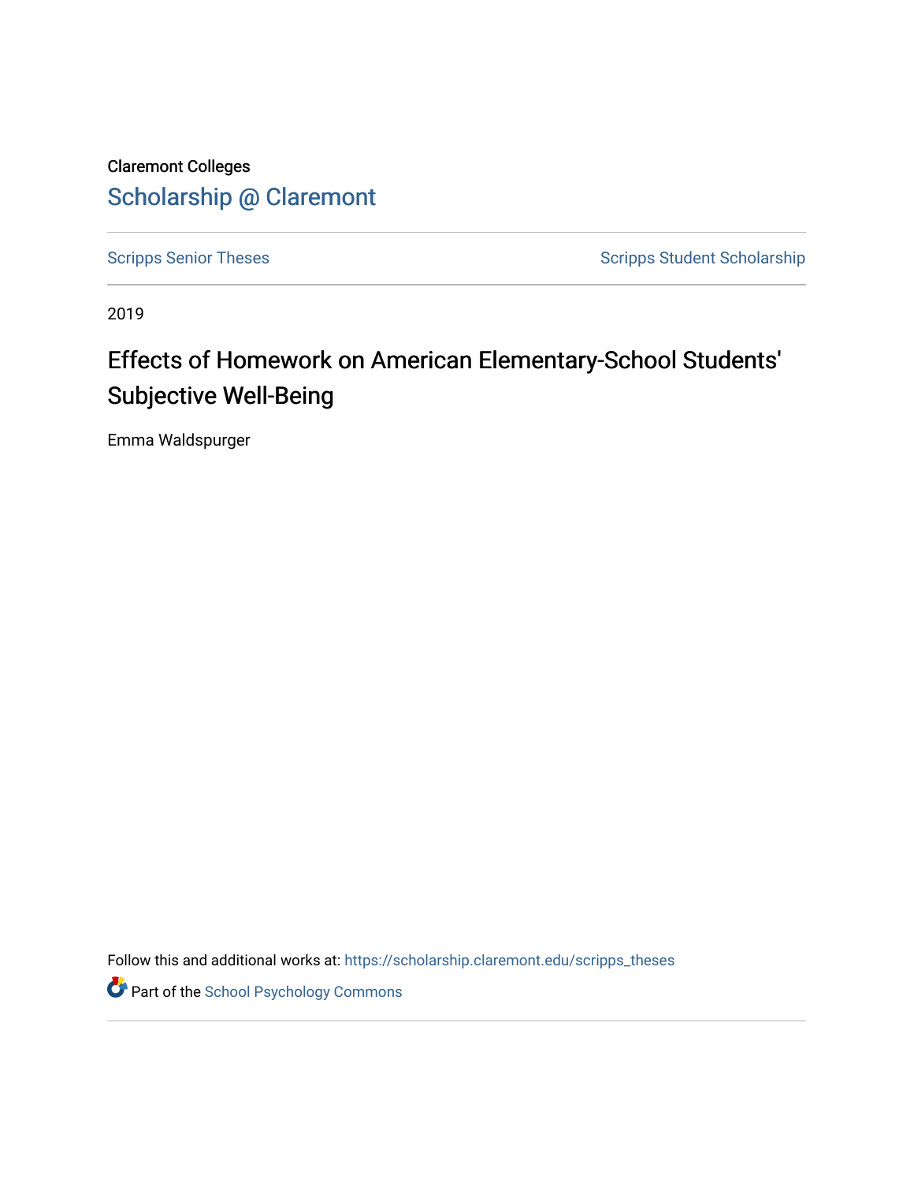Claremont Colleges

Scholarship @ Claremont

Scripps Senior Theses

Scripps Student Scholarship

2019

# Effects of Homework on American Elementary-School Students' Subjective Well-Being

Emma Waldspurger

Follow this and additional works at: https://scholarship.claremont.edu/scripps_theses

Part of the School Psychology Commons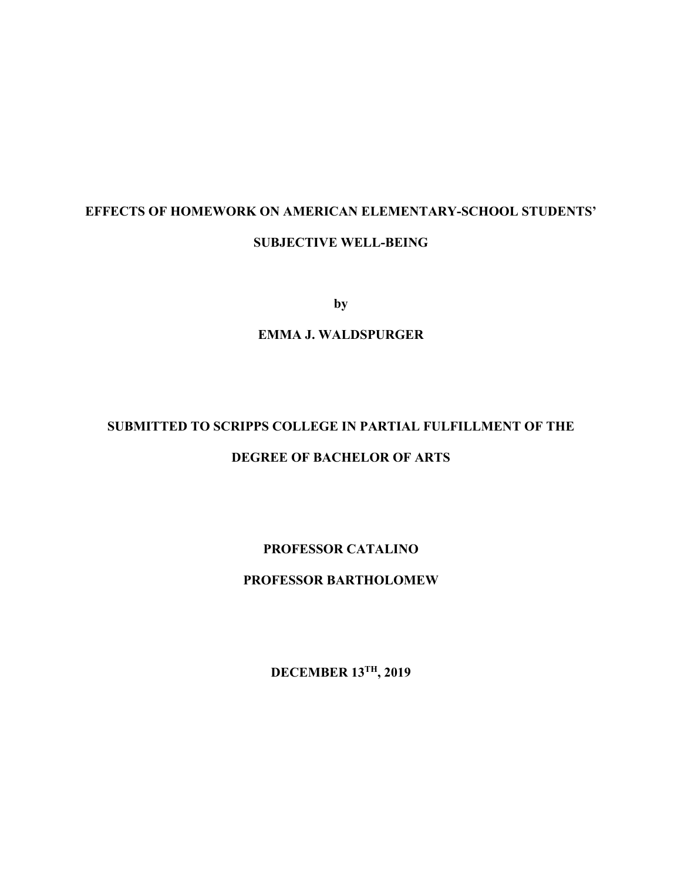**EFFECTS OF HOMEWORK ON AMERICAN ELEMENTARY-SCHOOL STUDENTS' SUBJECTIVE WELL-BEING**

**by**

**EMMA J. WALDSPURGER**

**SUBMITTED TO SCRIPPS COLLEGE IN PARTIAL FULFILLMENT OF THE DEGREE OF BACHELOR OF ARTS**

**PROFESSOR CATALINO**

**PROFESSOR BARTHOLOMEW**

**DECEMBER 13$^{TH}$, 2019**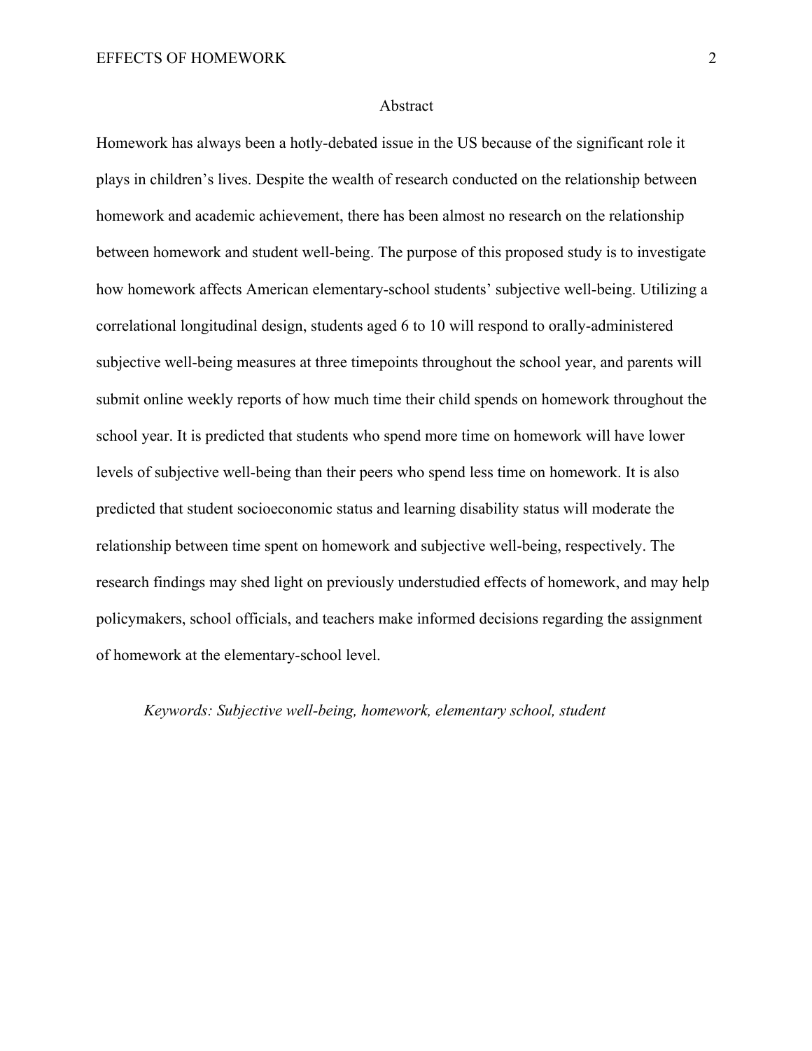# Abstract

Homework has always been a hotly-debated issue in the US because of the significant role it plays in children's lives. Despite the wealth of research conducted on the relationship between homework and academic achievement, there has been almost no research on the relationship between homework and student well-being. The purpose of this proposed study is to investigate how homework affects American elementary-school students' subjective well-being. Utilizing a correlational longitudinal design, students aged 6 to 10 will respond to orally-administered subjective well-being measures at three timepoints throughout the school year, and parents will submit online weekly reports of how much time their child spends on homework throughout the school year. It is predicted that students who spend more time on homework will have lower levels of subjective well-being than their peers who spend less time on homework. It is also predicted that student socioeconomic status and learning disability status will moderate the relationship between time spent on homework and subjective well-being, respectively. The research findings may shed light on previously understudied effects of homework, and may help policymakers, school officials, and teachers make informed decisions regarding the assignment of homework at the elementary-school level.

*Keywords: Subjective well-being, homework, elementary school, student*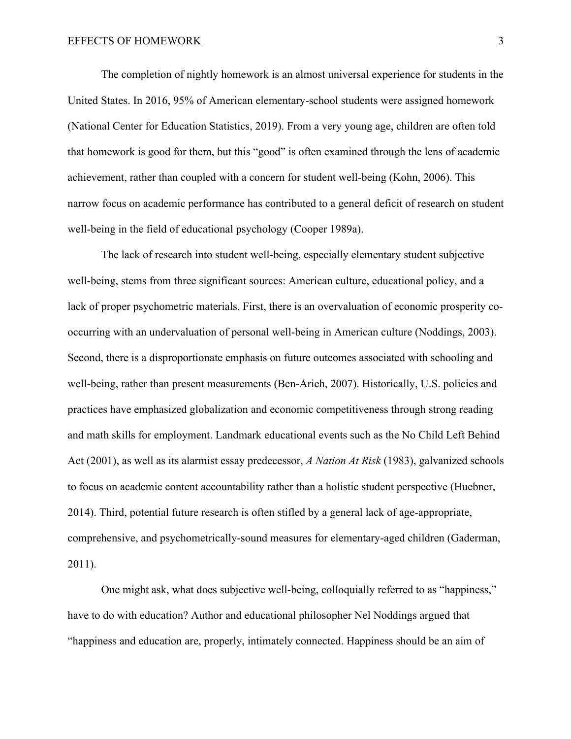The completion of nightly homework is an almost universal experience for students in the United States. In 2016, 95% of American elementary-school students were assigned homework (National Center for Education Statistics, 2019). From a very young age, children are often told that homework is good for them, but this "good" is often examined through the lens of academic achievement, rather than coupled with a concern for student well-being (Kohn, 2006). This narrow focus on academic performance has contributed to a general deficit of research on student well-being in the field of educational psychology (Cooper 1989a).

The lack of research into student well-being, especially elementary student subjective well-being, stems from three significant sources: American culture, educational policy, and a lack of proper psychometric materials. First, there is an overvaluation of economic prosperity co-occurring with an undervaluation of personal well-being in American culture (Noddings, 2003). Second, there is a disproportionate emphasis on future outcomes associated with schooling and well-being, rather than present measurements (Ben-Arieh, 2007). Historically, U.S. policies and practices have emphasized globalization and economic competitiveness through strong reading and math skills for employment. Landmark educational events such as the No Child Left Behind Act (2001), as well as its alarmist essay predecessor, *A Nation At Risk* (1983), galvanized schools to focus on academic content accountability rather than a holistic student perspective (Huebner, 2014). Third, potential future research is often stifled by a general lack of age-appropriate, comprehensive, and psychometrically-sound measures for elementary-aged children (Gaderman, 2011).

One might ask, what does subjective well-being, colloquially referred to as "happiness," have to do with education? Author and educational philosopher Nel Noddings argued that "happiness and education are, properly, intimately connected. Happiness should be an aim of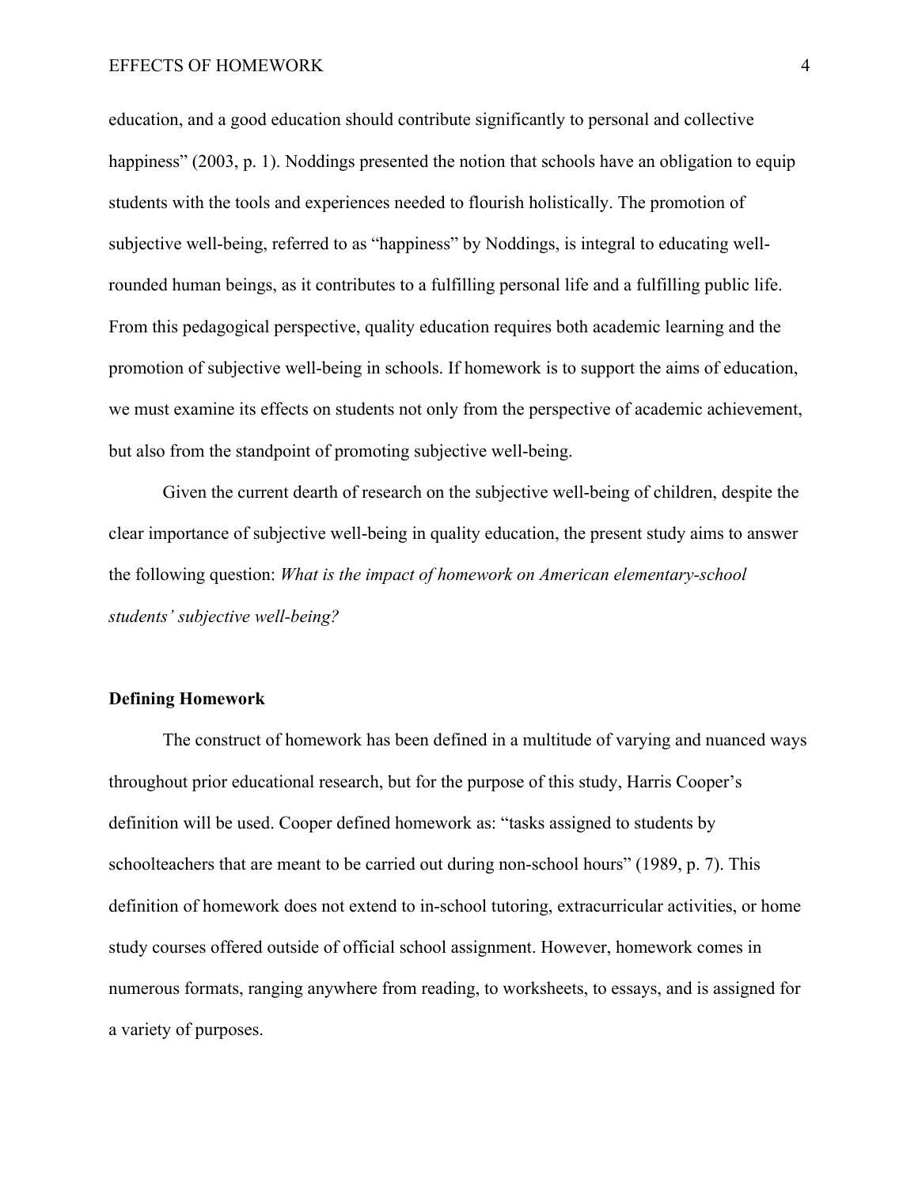education, and a good education should contribute significantly to personal and collective happiness" (2003, p. 1). Noddings presented the notion that schools have an obligation to equip students with the tools and experiences needed to flourish holistically. The promotion of subjective well-being, referred to as "happiness" by Noddings, is integral to educating well-rounded human beings, as it contributes to a fulfilling personal life and a fulfilling public life. From this pedagogical perspective, quality education requires both academic learning and the promotion of subjective well-being in schools. If homework is to support the aims of education, we must examine its effects on students not only from the perspective of academic achievement, but also from the standpoint of promoting subjective well-being.

Given the current dearth of research on the subjective well-being of children, despite the clear importance of subjective well-being in quality education, the present study aims to answer the following question: *What is the impact of homework on American elementary-school students' subjective well-being?*

**Defining Homework**

The construct of homework has been defined in a multitude of varying and nuanced ways throughout prior educational research, but for the purpose of this study, Harris Cooper's definition will be used. Cooper defined homework as: "tasks assigned to students by schoolteachers that are meant to be carried out during non-school hours" (1989, p. 7). This definition of homework does not extend to in-school tutoring, extracurricular activities, or home study courses offered outside of official school assignment. However, homework comes in numerous formats, ranging anywhere from reading, to worksheets, to essays, and is assigned for a variety of purposes.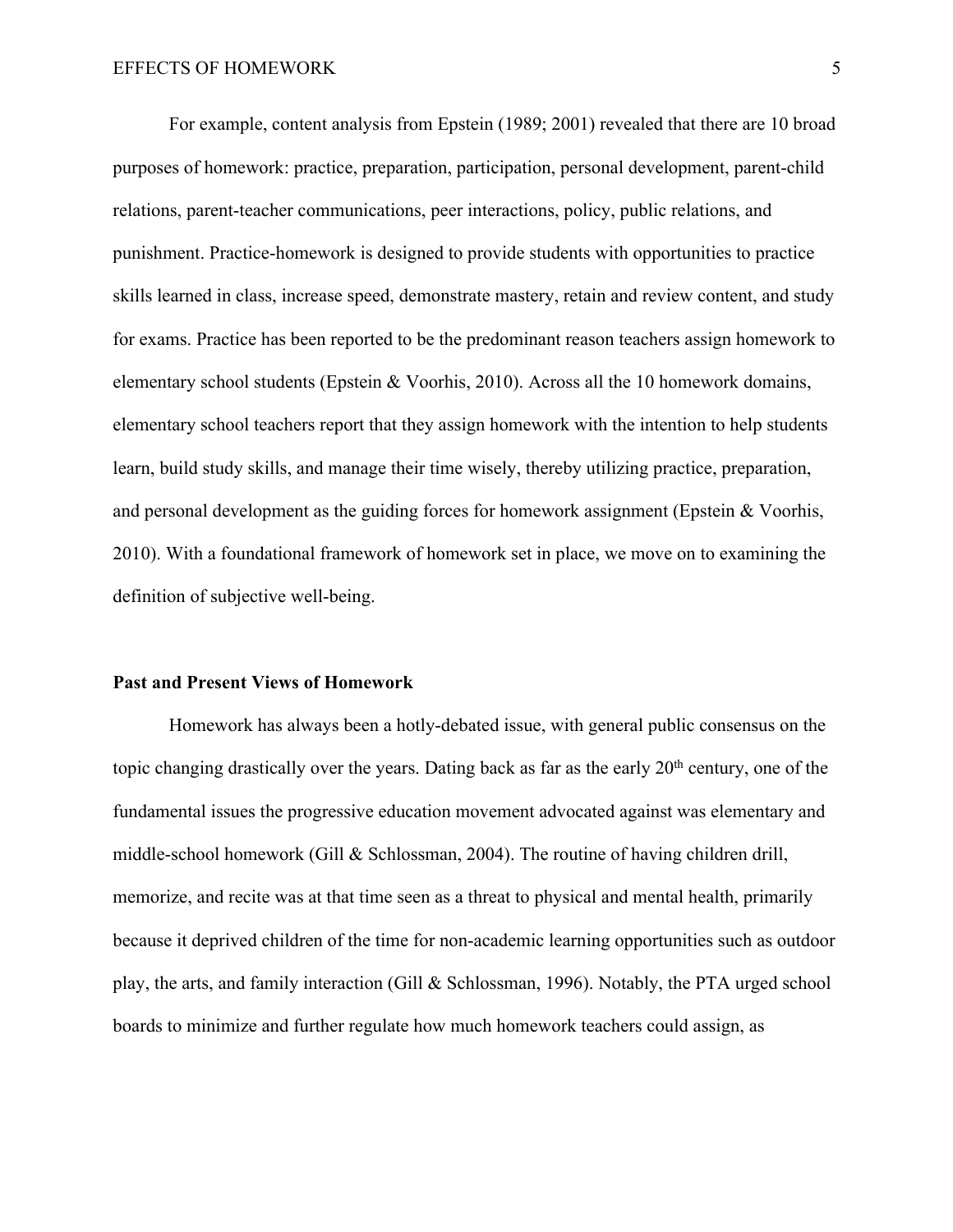For example, content analysis from Epstein (1989; 2001) revealed that there are 10 broad purposes of homework: practice, preparation, participation, personal development, parent-child relations, parent-teacher communications, peer interactions, policy, public relations, and punishment. Practice-homework is designed to provide students with opportunities to practice skills learned in class, increase speed, demonstrate mastery, retain and review content, and study for exams. Practice has been reported to be the predominant reason teachers assign homework to elementary school students (Epstein & Voorhis, 2010). Across all the 10 homework domains, elementary school teachers report that they assign homework with the intention to help students learn, build study skills, and manage their time wisely, thereby utilizing practice, preparation, and personal development as the guiding forces for homework assignment (Epstein & Voorhis, 2010). With a foundational framework of homework set in place, we move on to examining the definition of subjective well-being.

## Past and Present Views of Homework

Homework has always been a hotly-debated issue, with general public consensus on the topic changing drastically over the years. Dating back as far as the early 20th century, one of the fundamental issues the progressive education movement advocated against was elementary and middle-school homework (Gill & Schlossman, 2004). The routine of having children drill, memorize, and recite was at that time seen as a threat to physical and mental health, primarily because it deprived children of the time for non-academic learning opportunities such as outdoor play, the arts, and family interaction (Gill & Schlossman, 1996). Notably, the PTA urged school boards to minimize and further regulate how much homework teachers could assign, as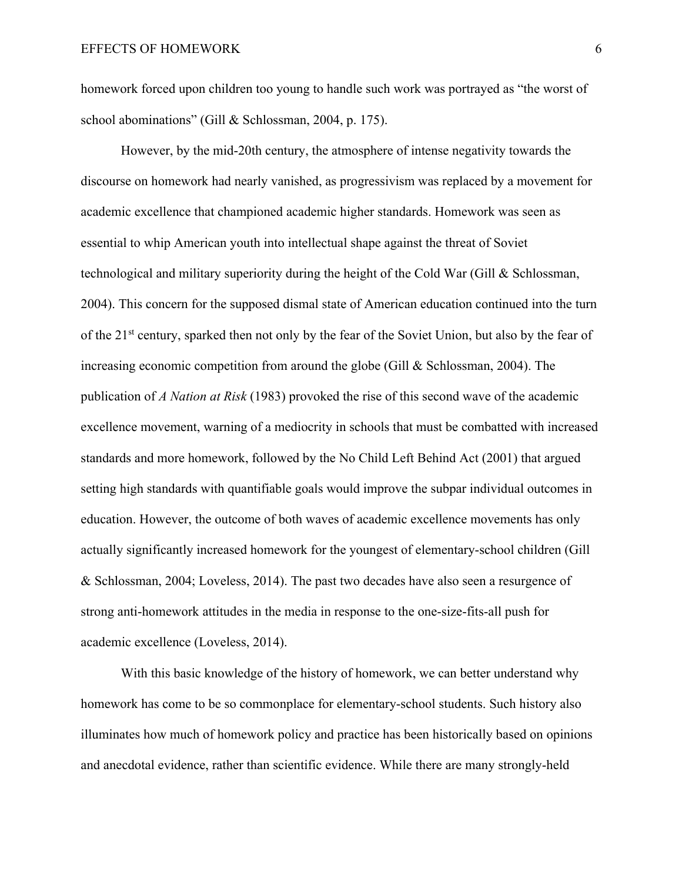homework forced upon children too young to handle such work was portrayed as "the worst of school abominations" (Gill & Schlossman, 2004, p. 175).

However, by the mid-20th century, the atmosphere of intense negativity towards the discourse on homework had nearly vanished, as progressivism was replaced by a movement for academic excellence that championed academic higher standards. Homework was seen as essential to whip American youth into intellectual shape against the threat of Soviet technological and military superiority during the height of the Cold War (Gill & Schlossman, 2004). This concern for the supposed dismal state of American education continued into the turn of the 21st century, sparked then not only by the fear of the Soviet Union, but also by the fear of increasing economic competition from around the globe (Gill & Schlossman, 2004). The publication of *A Nation at Risk* (1983) provoked the rise of this second wave of the academic excellence movement, warning of a mediocrity in schools that must be combatted with increased standards and more homework, followed by the No Child Left Behind Act (2001) that argued setting high standards with quantifiable goals would improve the subpar individual outcomes in education. However, the outcome of both waves of academic excellence movements has only actually significantly increased homework for the youngest of elementary-school children (Gill & Schlossman, 2004; Loveless, 2014). The past two decades have also seen a resurgence of strong anti-homework attitudes in the media in response to the one-size-fits-all push for academic excellence (Loveless, 2014).

With this basic knowledge of the history of homework, we can better understand why homework has come to be so commonplace for elementary-school students. Such history also illuminates how much of homework policy and practice has been historically based on opinions and anecdotal evidence, rather than scientific evidence. While there are many strongly-held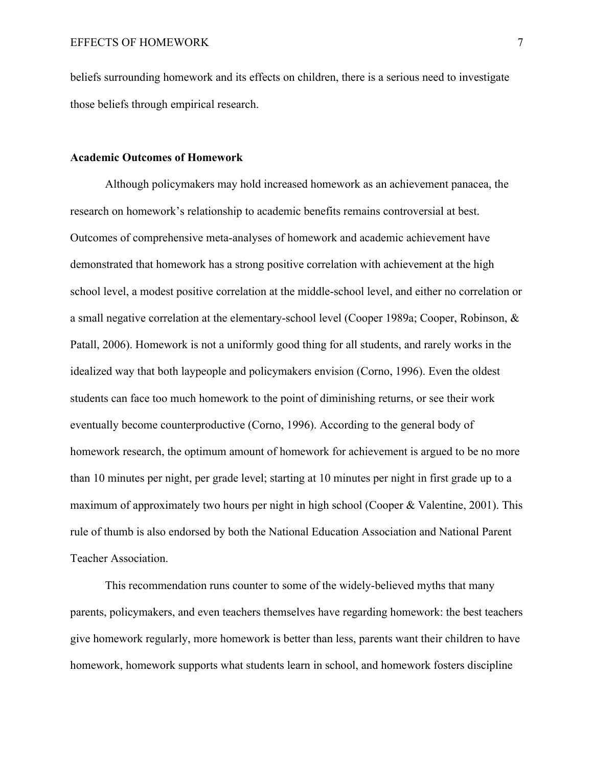beliefs surrounding homework and its effects on children, there is a serious need to investigate those beliefs through empirical research.

**Academic Outcomes of Homework**

Although policymakers may hold increased homework as an achievement panacea, the research on homework's relationship to academic benefits remains controversial at best. Outcomes of comprehensive meta-analyses of homework and academic achievement have demonstrated that homework has a strong positive correlation with achievement at the high school level, a modest positive correlation at the middle-school level, and either no correlation or a small negative correlation at the elementary-school level (Cooper 1989a; Cooper, Robinson, & Patall, 2006). Homework is not a uniformly good thing for all students, and rarely works in the idealized way that both laypeople and policymakers envision (Corno, 1996). Even the oldest students can face too much homework to the point of diminishing returns, or see their work eventually become counterproductive (Corno, 1996). According to the general body of homework research, the optimum amount of homework for achievement is argued to be no more than 10 minutes per night, per grade level; starting at 10 minutes per night in first grade up to a maximum of approximately two hours per night in high school (Cooper & Valentine, 2001). This rule of thumb is also endorsed by both the National Education Association and National Parent Teacher Association.

This recommendation runs counter to some of the widely-believed myths that many parents, policymakers, and even teachers themselves have regarding homework: the best teachers give homework regularly, more homework is better than less, parents want their children to have homework, homework supports what students learn in school, and homework fosters discipline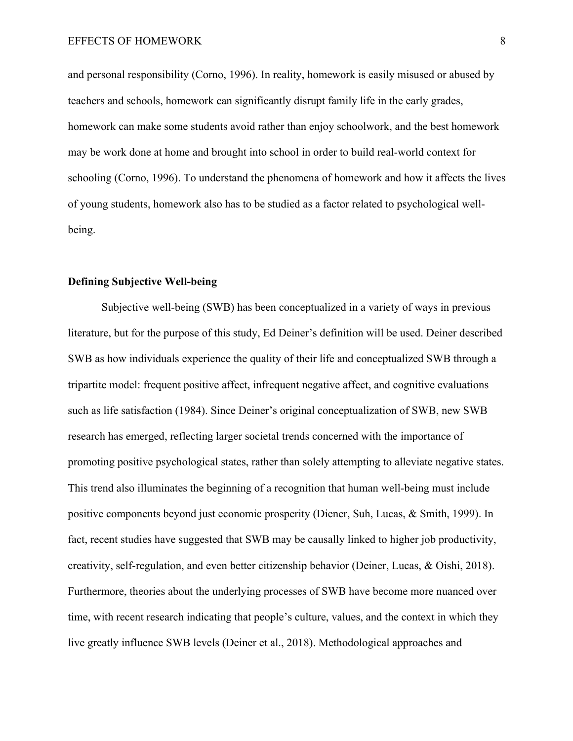and personal responsibility (Corno, 1996). In reality, homework is easily misused or abused by teachers and schools, homework can significantly disrupt family life in the early grades, homework can make some students avoid rather than enjoy schoolwork, and the best homework may be work done at home and brought into school in order to build real-world context for schooling (Corno, 1996). To understand the phenomena of homework and how it affects the lives of young students, homework also has to be studied as a factor related to psychological well-being.

## Defining Subjective Well-being

Subjective well-being (SWB) has been conceptualized in a variety of ways in previous literature, but for the purpose of this study, Ed Deiner's definition will be used. Deiner described SWB as how individuals experience the quality of their life and conceptualized SWB through a tripartite model: frequent positive affect, infrequent negative affect, and cognitive evaluations such as life satisfaction (1984). Since Deiner's original conceptualization of SWB, new SWB research has emerged, reflecting larger societal trends concerned with the importance of promoting positive psychological states, rather than solely attempting to alleviate negative states. This trend also illuminates the beginning of a recognition that human well-being must include positive components beyond just economic prosperity (Diener, Suh, Lucas, & Smith, 1999). In fact, recent studies have suggested that SWB may be causally linked to higher job productivity, creativity, self-regulation, and even better citizenship behavior (Deiner, Lucas, & Oishi, 2018). Furthermore, theories about the underlying processes of SWB have become more nuanced over time, with recent research indicating that people's culture, values, and the context in which they live greatly influence SWB levels (Deiner et al., 2018). Methodological approaches and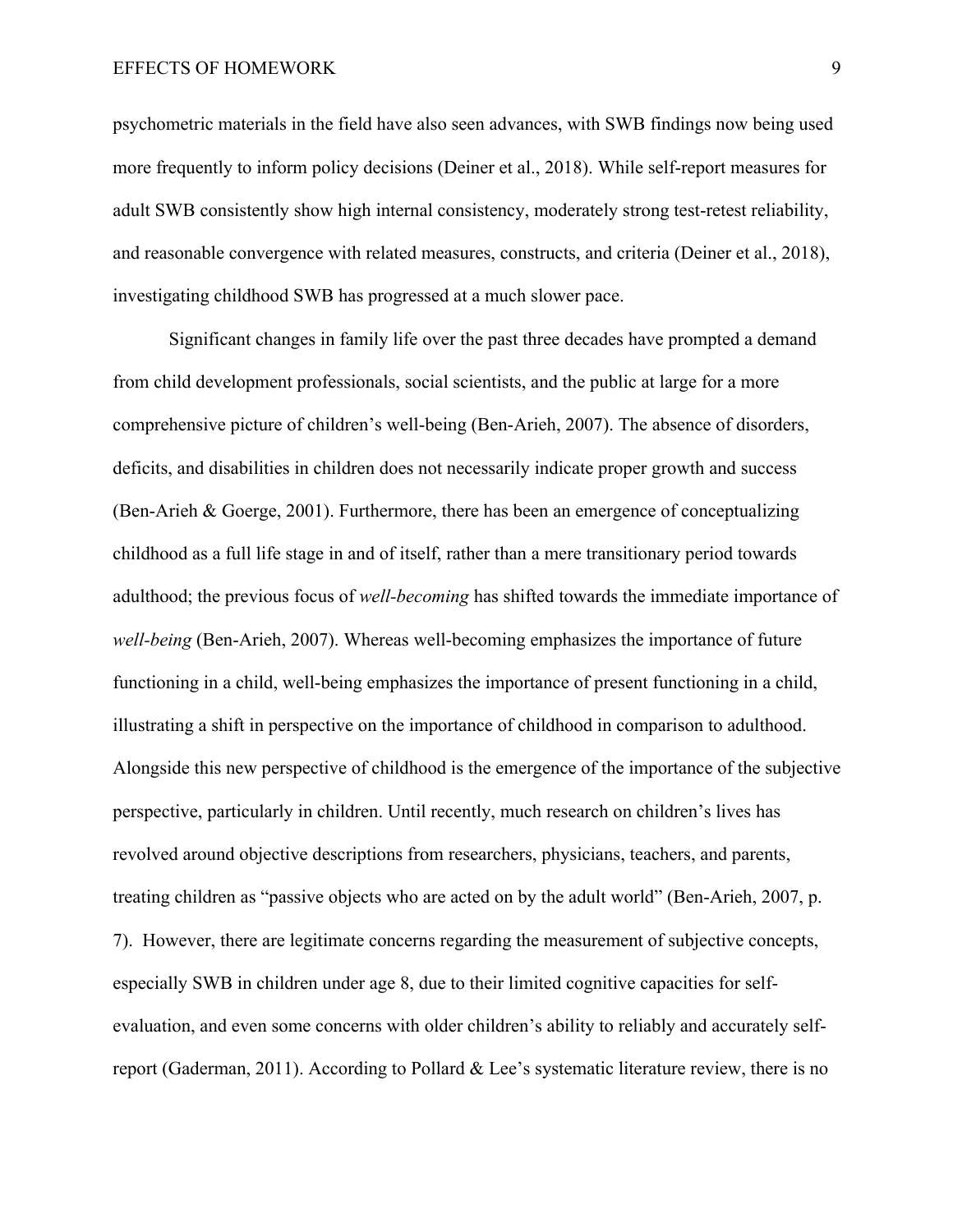psychometric materials in the field have also seen advances, with SWB findings now being used more frequently to inform policy decisions (Deiner et al., 2018). While self-report measures for adult SWB consistently show high internal consistency, moderately strong test-retest reliability, and reasonable convergence with related measures, constructs, and criteria (Deiner et al., 2018), investigating childhood SWB has progressed at a much slower pace.

Significant changes in family life over the past three decades have prompted a demand from child development professionals, social scientists, and the public at large for a more comprehensive picture of children's well-being (Ben-Arieh, 2007). The absence of disorders, deficits, and disabilities in children does not necessarily indicate proper growth and success (Ben-Arieh & Goerge, 2001). Furthermore, there has been an emergence of conceptualizing childhood as a full life stage in and of itself, rather than a mere transitional period towards adulthood; the previous focus of *well-becoming* has shifted towards the immediate importance of *well-being* (Ben-Arieh, 2007). Whereas well-becoming emphasizes the importance of future functioning in a child, well-being emphasizes the importance of present functioning in a child, illustrating a shift in perspective on the importance of childhood in comparison to adulthood. Alongside this new perspective of childhood is the emergence of the importance of the subjective perspective, particularly in children. Until recently, much research on children's lives has revolved around objective descriptions from researchers, physicians, teachers, and parents, treating children as "passive objects who are acted on by the adult world" (Ben-Arieh, 2007, p. 7). However, there are legitimate concerns regarding the measurement of subjective concepts, especially SWB in children under age 8, due to their limited cognitive capacities for self-evaluation, and even some concerns with older children's ability to reliably and accurately self-report (Gaderman, 2011). According to Pollard & Lee's systematic literature review, there is no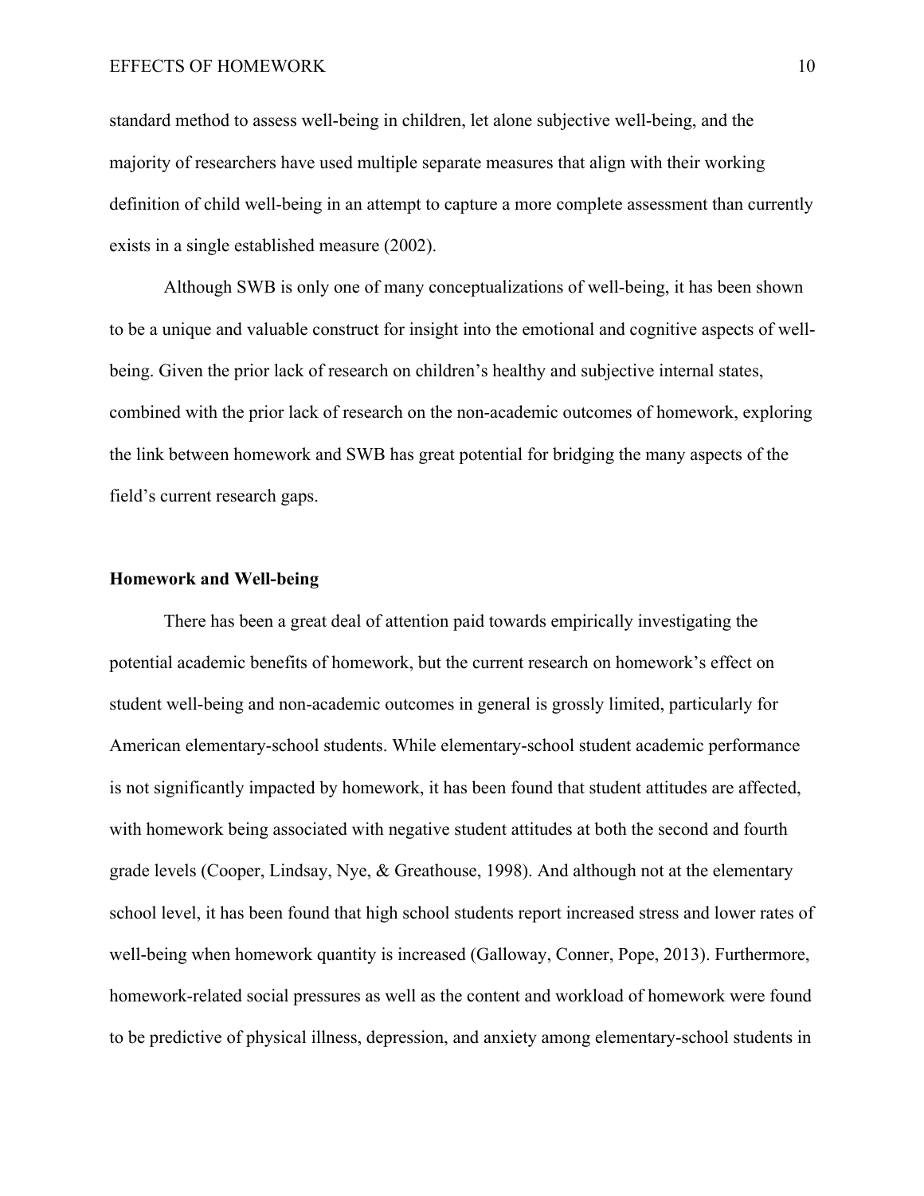standard method to assess well-being in children, let alone subjective well-being, and the majority of researchers have used multiple separate measures that align with their working definition of child well-being in an attempt to capture a more complete assessment than currently exists in a single established measure (2002).

Although SWB is only one of many conceptualizations of well-being, it has been shown to be a unique and valuable construct for insight into the emotional and cognitive aspects of well-being. Given the prior lack of research on children's healthy and subjective internal states, combined with the prior lack of research on the non-academic outcomes of homework, exploring the link between homework and SWB has great potential for bridging the many aspects of the field's current research gaps.

## Homework and Well-being

There has been a great deal of attention paid towards empirically investigating the potential academic benefits of homework, but the current research on homework's effect on student well-being and non-academic outcomes in general is grossly limited, particularly for American elementary-school students. While elementary-school student academic performance is not significantly impacted by homework, it has been found that student attitudes are affected, with homework being associated with negative student attitudes at both the second and fourth grade levels (Cooper, Lindsay, Nye, & Greathouse, 1998). And although not at the elementary school level, it has been found that high school students report increased stress and lower rates of well-being when homework quantity is increased (Galloway, Conner, Pope, 2013). Furthermore, homework-related social pressures as well as the content and workload of homework were found to be predictive of physical illness, depression, and anxiety among elementary-school students in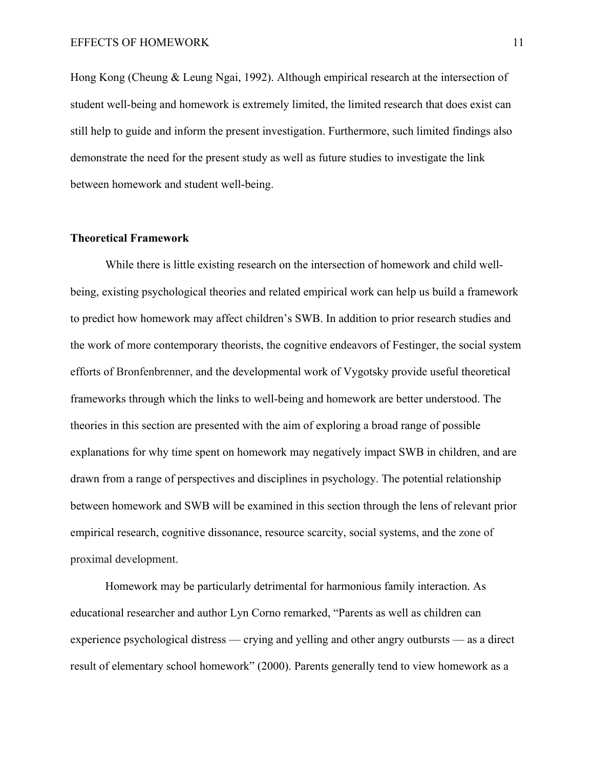Hong Kong (Cheung & Leung Ngai, 1992). Although empirical research at the intersection of student well-being and homework is extremely limited, the limited research that does exist can still help to guide and inform the present investigation. Furthermore, such limited findings also demonstrate the need for the present study as well as future studies to investigate the link between homework and student well-being.

## Theoretical Framework

While there is little existing research on the intersection of homework and child well-being, existing psychological theories and related empirical work can help us build a framework to predict how homework may affect children's SWB. In addition to prior research studies and the work of more contemporary theorists, the cognitive endeavors of Festinger, the social system efforts of Bronfenbrenner, and the developmental work of Vygotsky provide useful theoretical frameworks through which the links to well-being and homework are better understood. The theories in this section are presented with the aim of exploring a broad range of possible explanations for why time spent on homework may negatively impact SWB in children, and are drawn from a range of perspectives and disciplines in psychology. The potential relationship between homework and SWB will be examined in this section through the lens of relevant prior empirical research, cognitive dissonance, resource scarcity, social systems, and the zone of proximal development.

Homework may be particularly detrimental for harmonious family interaction. As educational researcher and author Lyn Corno remarked, "Parents as well as children can experience psychological distress — crying and yelling and other angry outbursts — as a direct result of elementary school homework" (2000). Parents generally tend to view homework as a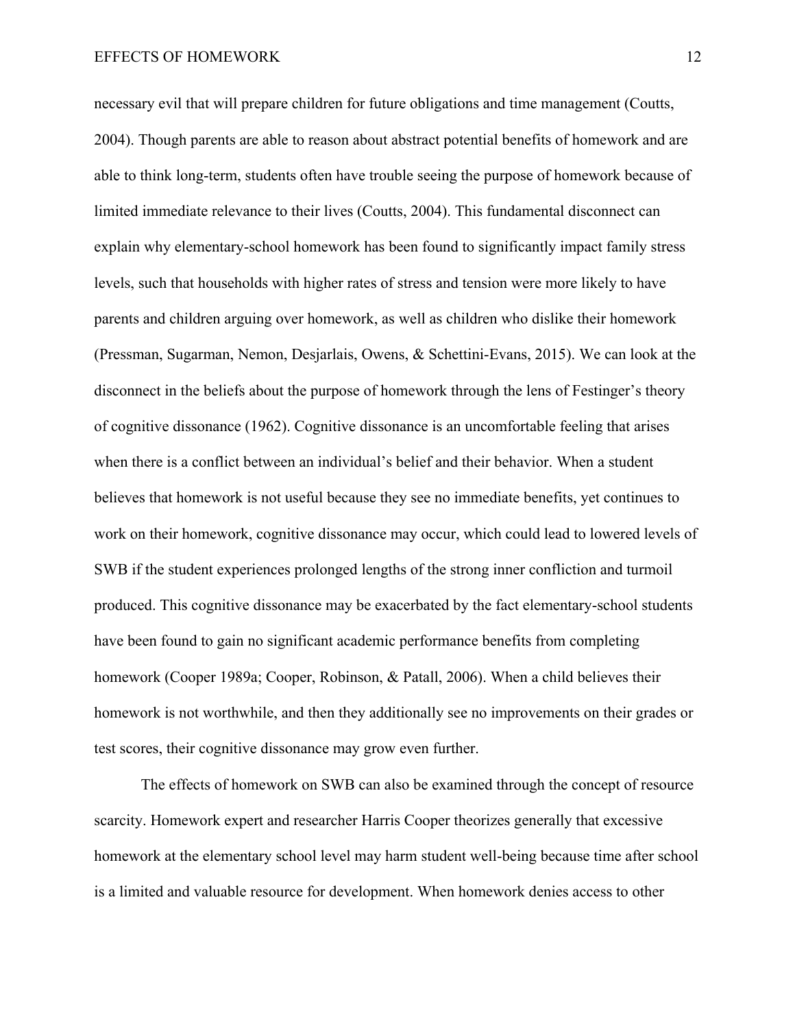necessary evil that will prepare children for future obligations and time management (Coutts, 2004). Though parents are able to reason about abstract potential benefits of homework and are able to think long-term, students often have trouble seeing the purpose of homework because of limited immediate relevance to their lives (Coutts, 2004). This fundamental disconnect can explain why elementary-school homework has been found to significantly impact family stress levels, such that households with higher rates of stress and tension were more likely to have parents and children arguing over homework, as well as children who dislike their homework (Pressman, Sugarman, Nemon, Desjarlais, Owens, & Schettini-Evans, 2015). We can look at the disconnect in the beliefs about the purpose of homework through the lens of Festinger's theory of cognitive dissonance (1962). Cognitive dissonance is an uncomfortable feeling that arises when there is a conflict between an individual's belief and their behavior. When a student believes that homework is not useful because they see no immediate benefits, yet continues to work on their homework, cognitive dissonance may occur, which could lead to lowered levels of SWB if the student experiences prolonged lengths of the strong inner confliction and turmoil produced. This cognitive dissonance may be exacerbated by the fact elementary-school students have been found to gain no significant academic performance benefits from completing homework (Cooper 1989a; Cooper, Robinson, & Patall, 2006). When a child believes their homework is not worthwhile, and then they additionally see no improvements on their grades or test scores, their cognitive dissonance may grow even further.

The effects of homework on SWB can also be examined through the concept of resource scarcity. Homework expert and researcher Harris Cooper theorizes generally that excessive homework at the elementary school level may harm student well-being because time after school is a limited and valuable resource for development. When homework denies access to other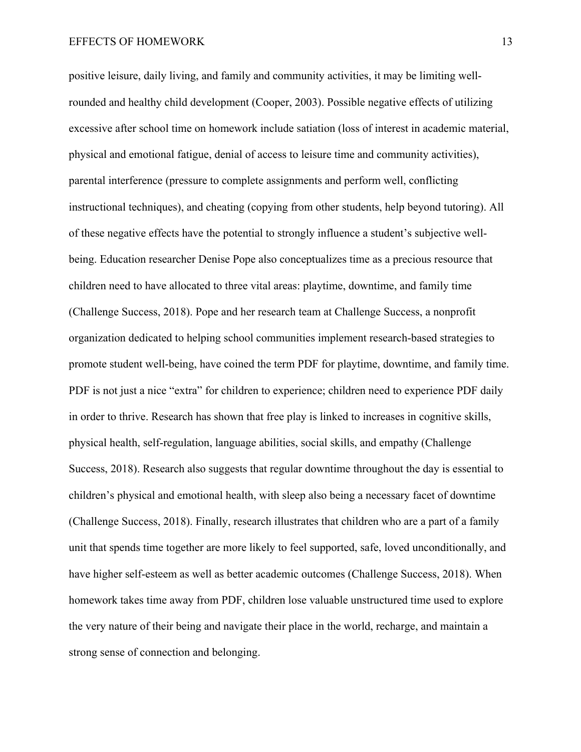positive leisure, daily living, and family and community activities, it may be limiting well-rounded and healthy child development (Cooper, 2003). Possible negative effects of utilizing excessive after school time on homework include satiation (loss of interest in academic material, physical and emotional fatigue, denial of access to leisure time and community activities), parental interference (pressure to complete assignments and perform well, conflicting instructional techniques), and cheating (copying from other students, help beyond tutoring). All of these negative effects have the potential to strongly influence a student's subjective well-being. Education researcher Denise Pope also conceptualizes time as a precious resource that children need to have allocated to three vital areas: playtime, downtime, and family time (Challenge Success, 2018). Pope and her research team at Challenge Success, a nonprofit organization dedicated to helping school communities implement research-based strategies to promote student well-being, have coined the term PDF for playtime, downtime, and family time. PDF is not just a nice "extra" for children to experience; children need to experience PDF daily in order to thrive. Research has shown that free play is linked to increases in cognitive skills, physical health, self-regulation, language abilities, social skills, and empathy (Challenge Success, 2018). Research also suggests that regular downtime throughout the day is essential to children's physical and emotional health, with sleep also being a necessary facet of downtime (Challenge Success, 2018). Finally, research illustrates that children who are a part of a family unit that spends time together are more likely to feel supported, safe, loved unconditionally, and have higher self-esteem as well as better academic outcomes (Challenge Success, 2018). When homework takes time away from PDF, children lose valuable unstructured time used to explore the very nature of their being and navigate their place in the world, recharge, and maintain a strong sense of connection and belonging.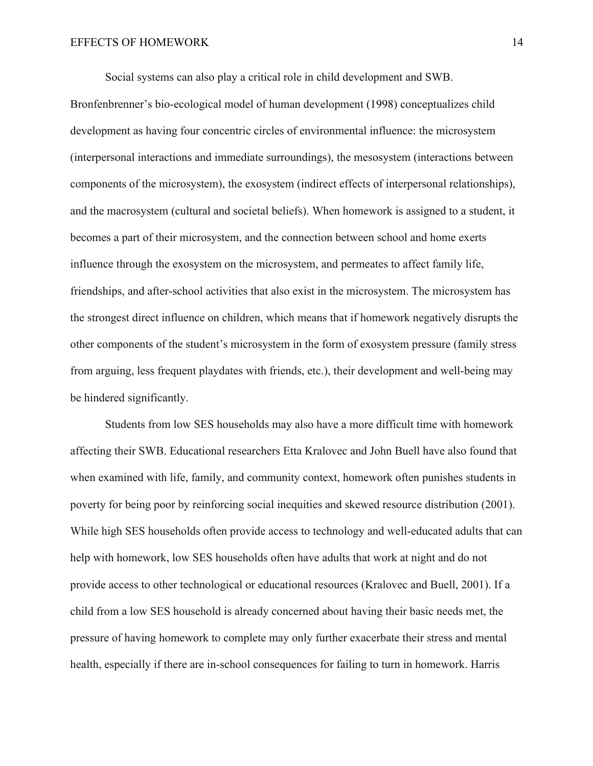Social systems can also play a critical role in child development and SWB. Bronfenbrenner's bio-ecological model of human development (1998) conceptualizes child development as having four concentric circles of environmental influence: the microsystem (interpersonal interactions and immediate surroundings), the mesosystem (interactions between components of the microsystem), the exosystem (indirect effects of interpersonal relationships), and the macrosystem (cultural and societal beliefs). When homework is assigned to a student, it becomes a part of their microsystem, and the connection between school and home exerts influence through the exosystem on the microsystem, and permeates to affect family life, friendships, and after-school activities that also exist in the microsystem. The microsystem has the strongest direct influence on children, which means that if homework negatively disrupts the other components of the student's microsystem in the form of exosystem pressure (family stress from arguing, less frequent playdates with friends, etc.), their development and well-being may be hindered significantly.

Students from low SES households may also have a more difficult time with homework affecting their SWB. Educational researchers Etta Kralovec and John Buell have also found that when examined with life, family, and community context, homework often punishes students in poverty for being poor by reinforcing social inequities and skewed resource distribution (2001). While high SES households often provide access to technology and well-educated adults that can help with homework, low SES households often have adults that work at night and do not provide access to other technological or educational resources (Kralovec and Buell, 2001). If a child from a low SES household is already concerned about having their basic needs met, the pressure of having homework to complete may only further exacerbate their stress and mental health, especially if there are in-school consequences for failing to turn in homework. Harris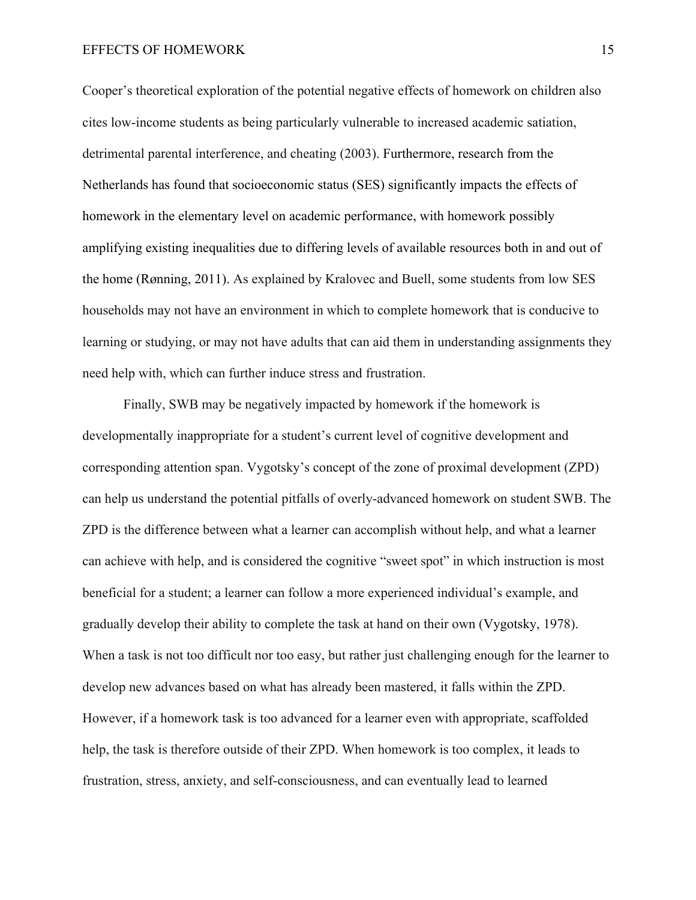Cooper's theoretical exploration of the potential negative effects of homework on children also cites low-income students as being particularly vulnerable to increased academic satiation, detrimental parental interference, and cheating (2003). Furthermore, research from the Netherlands has found that socioeconomic status (SES) significantly impacts the effects of homework in the elementary level on academic performance, with homework possibly amplifying existing inequalities due to differing levels of available resources both in and out of the home (Rønning, 2011). As explained by Kralovec and Buell, some students from low SES households may not have an environment in which to complete homework that is conducive to learning or studying, or may not have adults that can aid them in understanding assignments they need help with, which can further induce stress and frustration.

Finally, SWB may be negatively impacted by homework if the homework is developmentally inappropriate for a student's current level of cognitive development and corresponding attention span. Vygotsky's concept of the zone of proximal development (ZPD) can help us understand the potential pitfalls of overly-advanced homework on student SWB. The ZPD is the difference between what a learner can accomplish without help, and what a learner can achieve with help, and is considered the cognitive "sweet spot" in which instruction is most beneficial for a student; a learner can follow a more experienced individual's example, and gradually develop their ability to complete the task at hand on their own (Vygotsky, 1978). When a task is not too difficult nor too easy, but rather just challenging enough for the learner to develop new advances based on what has already been mastered, it falls within the ZPD. However, if a homework task is too advanced for a learner even with appropriate, scaffolded help, the task is therefore outside of their ZPD. When homework is too complex, it leads to frustration, stress, anxiety, and self-consciousness, and can eventually lead to learned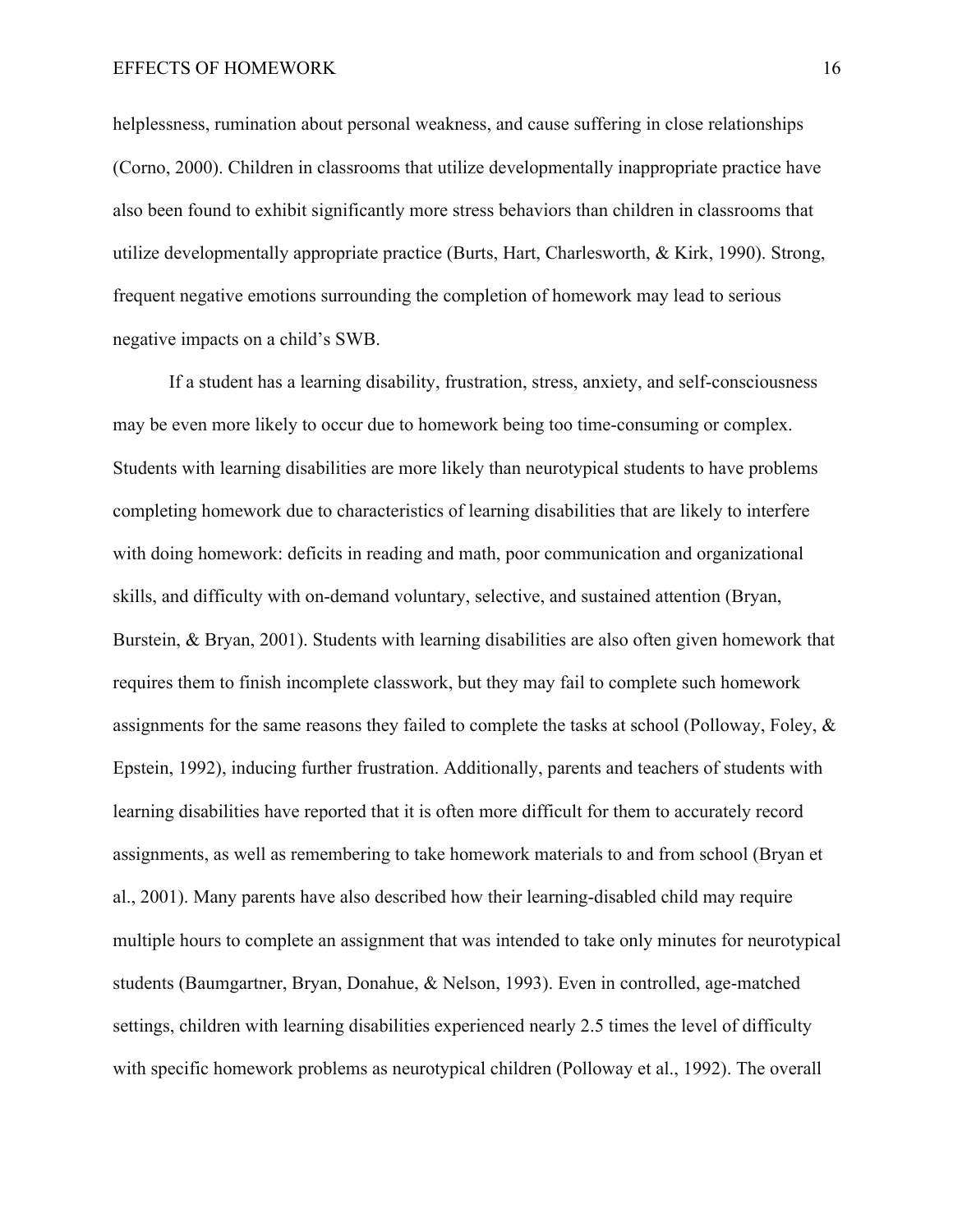helplessness, rumination about personal weakness, and cause suffering in close relationships (Corno, 2000). Children in classrooms that utilize developmentally inappropriate practice have also been found to exhibit significantly more stress behaviors than children in classrooms that utilize developmentally appropriate practice (Burts, Hart, Charlesworth, & Kirk, 1990). Strong, frequent negative emotions surrounding the completion of homework may lead to serious negative impacts on a child's SWB.

If a student has a learning disability, frustration, stress, anxiety, and self-consciousness may be even more likely to occur due to homework being too time-consuming or complex. Students with learning disabilities are more likely than neurotypical students to have problems completing homework due to characteristics of learning disabilities that are likely to interfere with doing homework: deficits in reading and math, poor communication and organizational skills, and difficulty with on-demand voluntary, selective, and sustained attention (Bryan, Burstein, & Bryan, 2001). Students with learning disabilities are also often given homework that requires them to finish incomplete classwork, but they may fail to complete such homework assignments for the same reasons they failed to complete the tasks at school (Polloway, Foley, & Epstein, 1992), inducing further frustration. Additionally, parents and teachers of students with learning disabilities have reported that it is often more difficult for them to accurately record assignments, as well as remembering to take homework materials to and from school (Bryan et al., 2001). Many parents have also described how their learning-disabled child may require multiple hours to complete an assignment that was intended to take only minutes for neurotypical students (Baumgartner, Bryan, Donahue, & Nelson, 1993). Even in controlled, age-matched settings, children with learning disabilities experienced nearly 2.5 times the level of difficulty with specific homework problems as neurotypical children (Polloway et al., 1992). The overall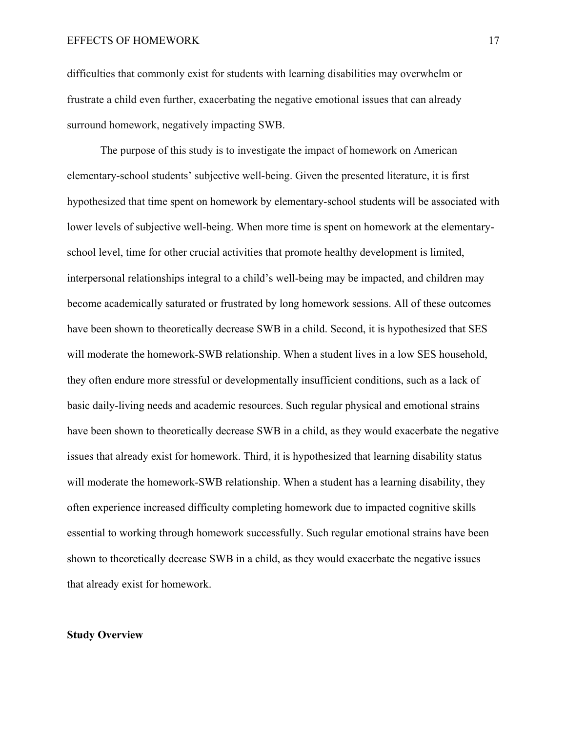difficulties that commonly exist for students with learning disabilities may overwhelm or frustrate a child even further, exacerbating the negative emotional issues that can already surround homework, negatively impacting SWB.

The purpose of this study is to investigate the impact of homework on American elementary-school students' subjective well-being. Given the presented literature, it is first hypothesized that time spent on homework by elementary-school students will be associated with lower levels of subjective well-being. When more time is spent on homework at the elementary-school level, time for other crucial activities that promote healthy development is limited, interpersonal relationships integral to a child's well-being may be impacted, and children may become academically saturated or frustrated by long homework sessions. All of these outcomes have been shown to theoretically decrease SWB in a child. Second, it is hypothesized that SES will moderate the homework-SWB relationship. When a student lives in a low SES household, they often endure more stressful or developmentally insufficient conditions, such as a lack of basic daily-living needs and academic resources. Such regular physical and emotional strains have been shown to theoretically decrease SWB in a child, as they would exacerbate the negative issues that already exist for homework. Third, it is hypothesized that learning disability status will moderate the homework-SWB relationship. When a student has a learning disability, they often experience increased difficulty completing homework due to impacted cognitive skills essential to working through homework successfully. Such regular emotional strains have been shown to theoretically decrease SWB in a child, as they would exacerbate the negative issues that already exist for homework.

## Study Overview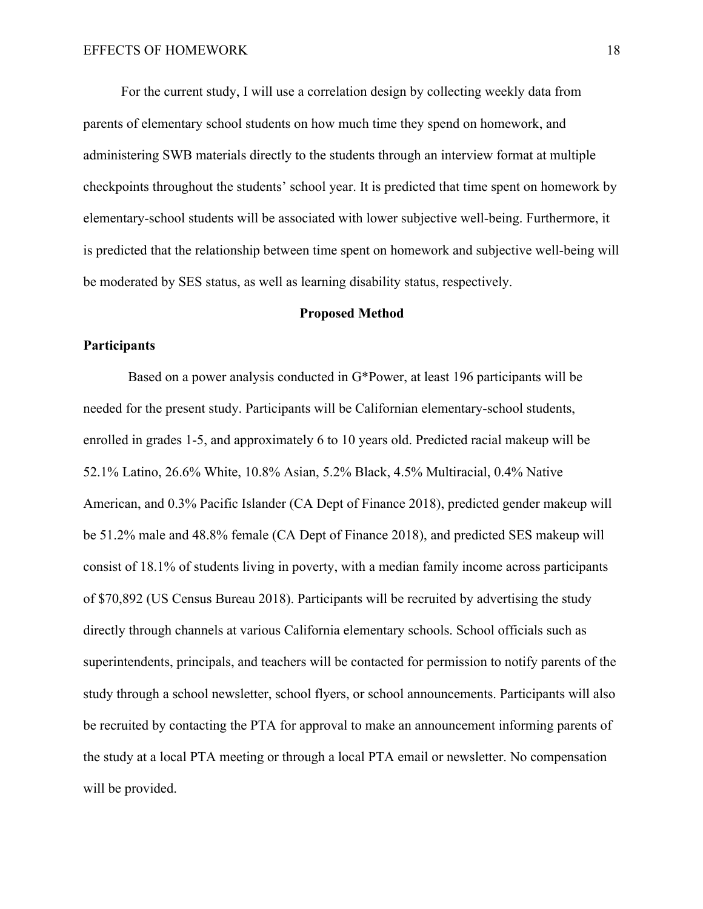For the current study, I will use a correlation design by collecting weekly data from parents of elementary school students on how much time they spend on homework, and administering SWB materials directly to the students through an interview format at multiple checkpoints throughout the students' school year. It is predicted that time spent on homework by elementary-school students will be associated with lower subjective well-being. Furthermore, it is predicted that the relationship between time spent on homework and subjective well-being will be moderated by SES status, as well as learning disability status, respectively.

## Proposed Method

### Participants

Based on a power analysis conducted in G*Power, at least 196 participants will be needed for the present study. Participants will be Californian elementary-school students, enrolled in grades 1-5, and approximately 6 to 10 years old. Predicted racial makeup will be 52.1% Latino, 26.6% White, 10.8% Asian, 5.2% Black, 4.5% Multiracial, 0.4% Native American, and 0.3% Pacific Islander (CA Dept of Finance 2018), predicted gender makeup will be 51.2% male and 48.8% female (CA Dept of Finance 2018), and predicted SES makeup will consist of 18.1% of students living in poverty, with a median family income across participants of $70,892 (US Census Bureau 2018). Participants will be recruited by advertising the study directly through channels at various California elementary schools. School officials such as superintendents, principals, and teachers will be contacted for permission to notify parents of the study through a school newsletter, school flyers, or school announcements. Participants will also be recruited by contacting the PTA for approval to make an announcement informing parents of the study at a local PTA meeting or through a local PTA email or newsletter. No compensation will be provided.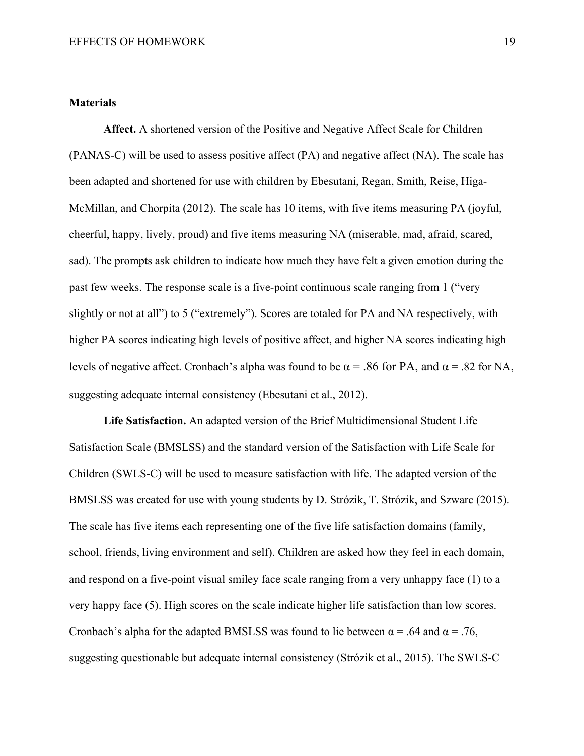## Materials

**Affect.** A shortened version of the Positive and Negative Affect Scale for Children (PANAS-C) will be used to assess positive affect (PA) and negative affect (NA). The scale has been adapted and shortened for use with children by Ebesutani, Regan, Smith, Reise, Higa-McMillan, and Chorpita (2012). The scale has 10 items, with five items measuring PA (joyful, cheerful, happy, lively, proud) and five items measuring NA (miserable, mad, afraid, scared, sad). The prompts ask children to indicate how much they have felt a given emotion during the past few weeks. The response scale is a five-point continuous scale ranging from 1 ("very slightly or not at all") to 5 ("extremely"). Scores are totaled for PA and NA respectively, with higher PA scores indicating high levels of positive affect, and higher NA scores indicating high levels of negative affect. Cronbach's alpha was found to be $\alpha = .86$ for PA, and $\alpha = .82$ for NA, suggesting adequate internal consistency (Ebesutani et al., 2012).

**Life Satisfaction.** An adapted version of the Brief Multidimensional Student Life Satisfaction Scale (BMSLSS) and the standard version of the Satisfaction with Life Scale for Children (SWLS-C) will be used to measure satisfaction with life. The adapted version of the BMSLSS was created for use with young students by D. Strózik, T. Strózik, and Szwarc (2015). The scale has five items each representing one of the five life satisfaction domains (family, school, friends, living environment and self). Children are asked how they feel in each domain, and respond on a five-point visual smiley face scale ranging from a very unhappy face (1) to a very happy face (5). High scores on the scale indicate higher life satisfaction than low scores. Cronbach's alpha for the adapted BMSLSS was found to lie between $\alpha = .64$ and $\alpha = .76$, suggesting questionable but adequate internal consistency (Strózik et al., 2015). The SWLS-C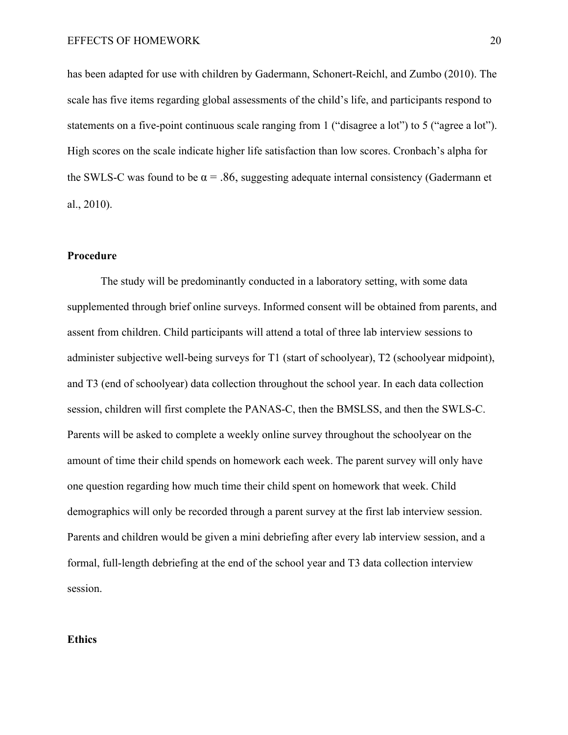has been adapted for use with children by Gadermann, Schonert-Reichl, and Zumbo (2010). The scale has five items regarding global assessments of the child's life, and participants respond to statements on a five-point continuous scale ranging from 1 ("disagree a lot") to 5 ("agree a lot"). High scores on the scale indicate higher life satisfaction than low scores. Cronbach's alpha for the SWLS-C was found to be $\alpha = .86$, suggesting adequate internal consistency (Gadermann et al., 2010).

## Procedure

The study will be predominantly conducted in a laboratory setting, with some data supplemented through brief online surveys. Informed consent will be obtained from parents, and assent from children. Child participants will attend a total of three lab interview sessions to administer subjective well-being surveys for T1 (start of schoolyear), T2 (schoolyear midpoint), and T3 (end of schoolyear) data collection throughout the school year. In each data collection session, children will first complete the PANAS-C, then the BMSLSS, and then the SWLS-C. Parents will be asked to complete a weekly online survey throughout the schoolyear on the amount of time their child spends on homework each week. The parent survey will only have one question regarding how much time their child spent on homework that week. Child demographics will only be recorded through a parent survey at the first lab interview session. Parents and children would be given a mini debriefing after every lab interview session, and a formal, full-length debriefing at the end of the school year and T3 data collection interview session.

## Ethics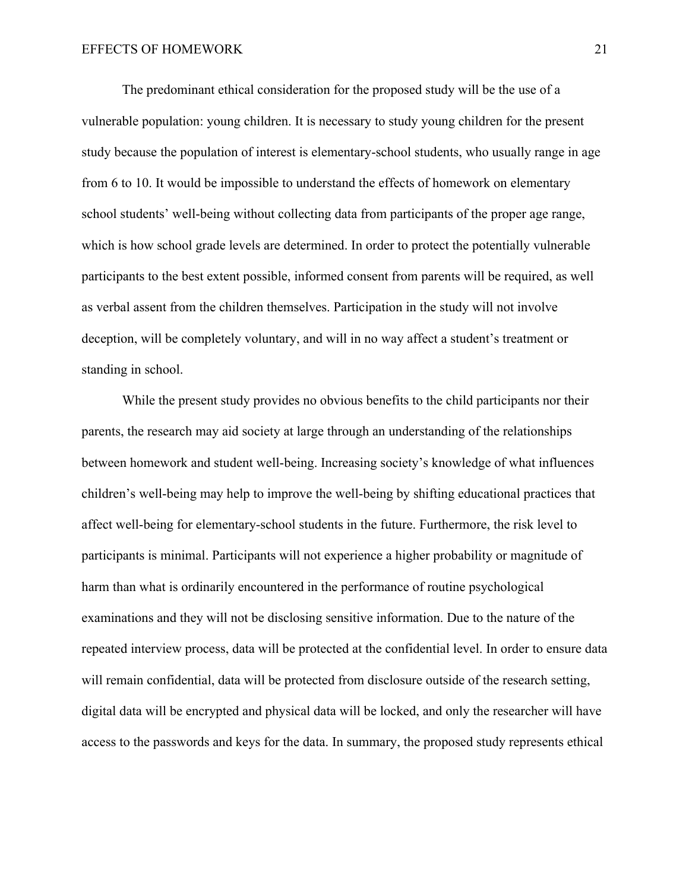The predominant ethical consideration for the proposed study will be the use of a vulnerable population: young children. It is necessary to study young children for the present study because the population of interest is elementary-school students, who usually range in age from 6 to 10. It would be impossible to understand the effects of homework on elementary school students' well-being without collecting data from participants of the proper age range, which is how school grade levels are determined. In order to protect the potentially vulnerable participants to the best extent possible, informed consent from parents will be required, as well as verbal assent from the children themselves. Participation in the study will not involve deception, will be completely voluntary, and will in no way affect a student's treatment or standing in school.

While the present study provides no obvious benefits to the child participants nor their parents, the research may aid society at large through an understanding of the relationships between homework and student well-being. Increasing society's knowledge of what influences children's well-being may help to improve the well-being by shifting educational practices that affect well-being for elementary-school students in the future. Furthermore, the risk level to participants is minimal. Participants will not experience a higher probability or magnitude of harm than what is ordinarily encountered in the performance of routine psychological examinations and they will not be disclosing sensitive information. Due to the nature of the repeated interview process, data will be protected at the confidential level. In order to ensure data will remain confidential, data will be protected from disclosure outside of the research setting, digital data will be encrypted and physical data will be locked, and only the researcher will have access to the passwords and keys for the data. In summary, the proposed study represents ethical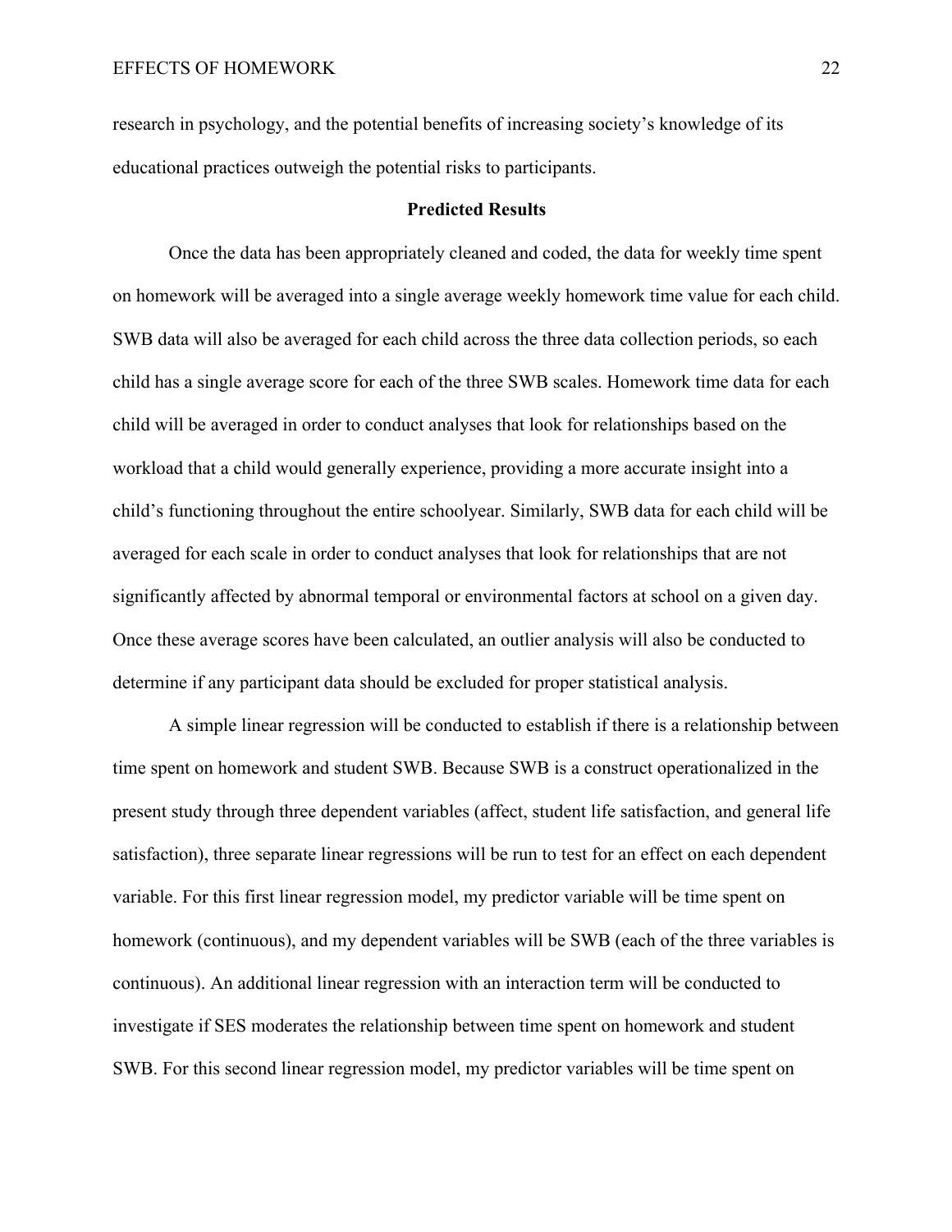research in psychology, and the potential benefits of increasing society's knowledge of its educational practices outweigh the potential risks to participants.

## Predicted Results

Once the data has been appropriately cleaned and coded, the data for weekly time spent on homework will be averaged into a single average weekly homework time value for each child. SWB data will also be averaged for each child across the three data collection periods, so each child has a single average score for each of the three SWB scales. Homework time data for each child will be averaged in order to conduct analyses that look for relationships based on the workload that a child would generally experience, providing a more accurate insight into a child's functioning throughout the entire schoolyear. Similarly, SWB data for each child will be averaged for each scale in order to conduct analyses that look for relationships that are not significantly affected by abnormal temporal or environmental factors at school on a given day. Once these average scores have been calculated, an outlier analysis will also be conducted to determine if any participant data should be excluded for proper statistical analysis.

A simple linear regression will be conducted to establish if there is a relationship between time spent on homework and student SWB. Because SWB is a construct operationalized in the present study through three dependent variables (affect, student life satisfaction, and general life satisfaction), three separate linear regressions will be run to test for an effect on each dependent variable. For this first linear regression model, my predictor variable will be time spent on homework (continuous), and my dependent variables will be SWB (each of the three variables is continuous). An additional linear regression with an interaction term will be conducted to investigate if SES moderates the relationship between time spent on homework and student SWB. For this second linear regression model, my predictor variables will be time spent on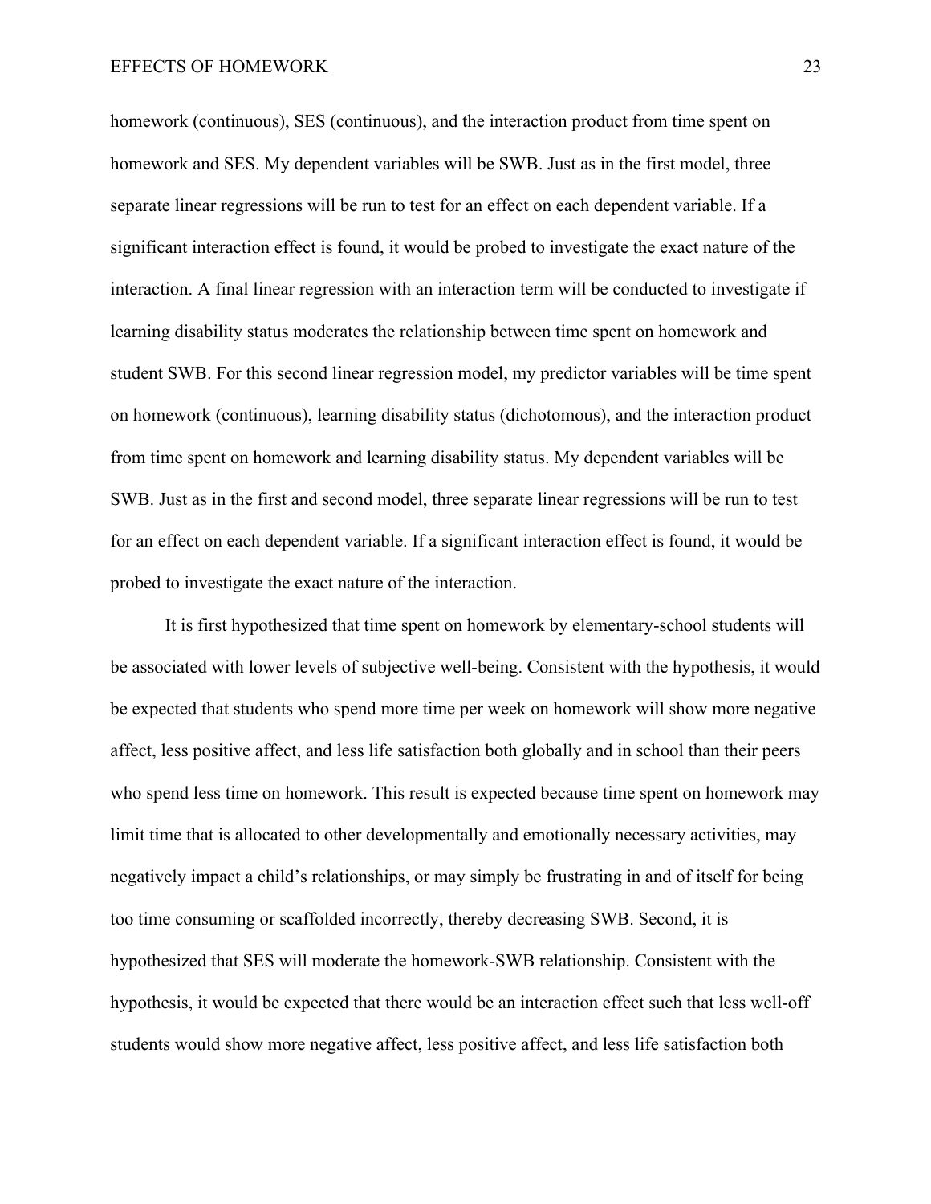homework (continuous), SES (continuous), and the interaction product from time spent on homework and SES. My dependent variables will be SWB. Just as in the first model, three separate linear regressions will be run to test for an effect on each dependent variable. If a significant interaction effect is found, it would be probed to investigate the exact nature of the interaction. A final linear regression with an interaction term will be conducted to investigate if learning disability status moderates the relationship between time spent on homework and student SWB. For this second linear regression model, my predictor variables will be time spent on homework (continuous), learning disability status (dichotomous), and the interaction product from time spent on homework and learning disability status. My dependent variables will be SWB. Just as in the first and second model, three separate linear regressions will be run to test for an effect on each dependent variable. If a significant interaction effect is found, it would be probed to investigate the exact nature of the interaction.

It is first hypothesized that time spent on homework by elementary-school students will be associated with lower levels of subjective well-being. Consistent with the hypothesis, it would be expected that students who spend more time per week on homework will show more negative affect, less positive affect, and less life satisfaction both globally and in school than their peers who spend less time on homework. This result is expected because time spent on homework may limit time that is allocated to other developmentally and emotionally necessary activities, may negatively impact a child's relationships, or may simply be frustrating in and of itself for being too time consuming or scaffolded incorrectly, thereby decreasing SWB. Second, it is hypothesized that SES will moderate the homework-SWB relationship. Consistent with the hypothesis, it would be expected that there would be an interaction effect such that less well-off students would show more negative affect, less positive affect, and less life satisfaction both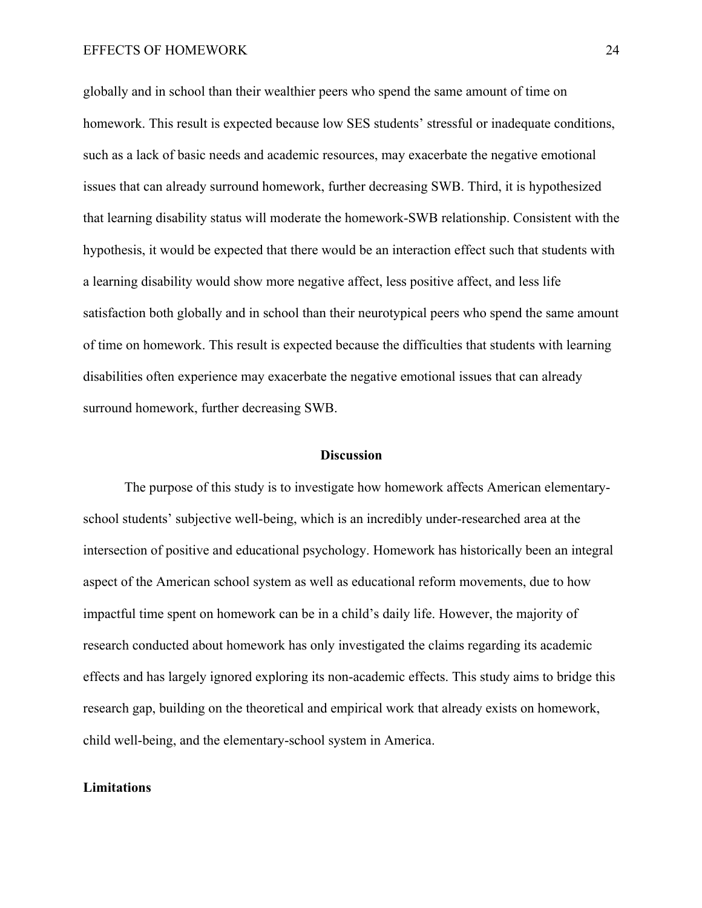globally and in school than their wealthier peers who spend the same amount of time on homework. This result is expected because low SES students' stressful or inadequate conditions, such as a lack of basic needs and academic resources, may exacerbate the negative emotional issues that can already surround homework, further decreasing SWB. Third, it is hypothesized that learning disability status will moderate the homework-SWB relationship. Consistent with the hypothesis, it would be expected that there would be an interaction effect such that students with a learning disability would show more negative affect, less positive affect, and less life satisfaction both globally and in school than their neurotypical peers who spend the same amount of time on homework. This result is expected because the difficulties that students with learning disabilities often experience may exacerbate the negative emotional issues that can already surround homework, further decreasing SWB.

## Discussion

The purpose of this study is to investigate how homework affects American elementary-school students' subjective well-being, which is an incredibly under-researched area at the intersection of positive and educational psychology. Homework has historically been an integral aspect of the American school system as well as educational reform movements, due to how impactful time spent on homework can be in a child's daily life. However, the majority of research conducted about homework has only investigated the claims regarding its academic effects and has largely ignored exploring its non-academic effects. This study aims to bridge this research gap, building on the theoretical and empirical work that already exists on homework, child well-being, and the elementary-school system in America.

### Limitations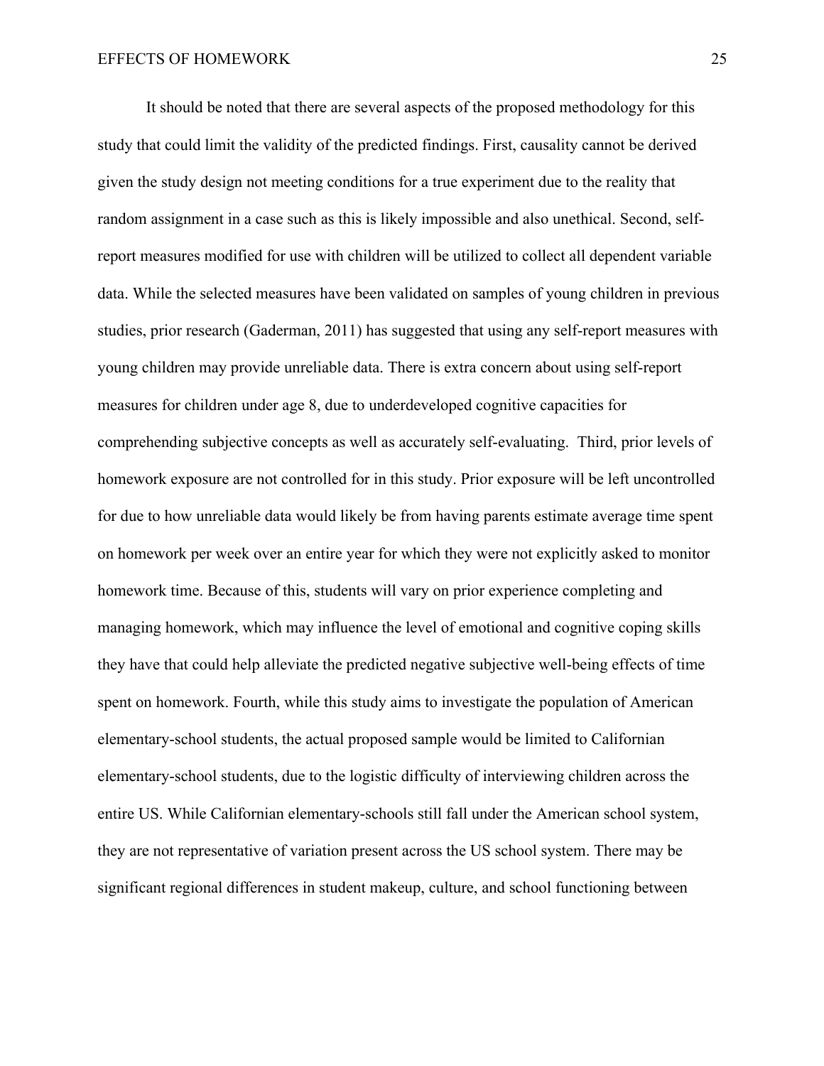It should be noted that there are several aspects of the proposed methodology for this study that could limit the validity of the predicted findings. First, causality cannot be derived given the study design not meeting conditions for a true experiment due to the reality that random assignment in a case such as this is likely impossible and also unethical. Second, self-report measures modified for use with children will be utilized to collect all dependent variable data. While the selected measures have been validated on samples of young children in previous studies, prior research (Gaderman, 2011) has suggested that using any self-report measures with young children may provide unreliable data. There is extra concern about using self-report measures for children under age 8, due to underdeveloped cognitive capacities for comprehending subjective concepts as well as accurately self-evaluating. Third, prior levels of homework exposure are not controlled for in this study. Prior exposure will be left uncontrolled for due to how unreliable data would likely be from having parents estimate average time spent on homework per week over an entire year for which they were not explicitly asked to monitor homework time. Because of this, students will vary on prior experience completing and managing homework, which may influence the level of emotional and cognitive coping skills they have that could help alleviate the predicted negative subjective well-being effects of time spent on homework. Fourth, while this study aims to investigate the population of American elementary-school students, the actual proposed sample would be limited to Californian elementary-school students, due to the logistic difficulty of interviewing children across the entire US. While Californian elementary-schools still fall under the American school system, they are not representative of variation present across the US school system. There may be significant regional differences in student makeup, culture, and school functioning between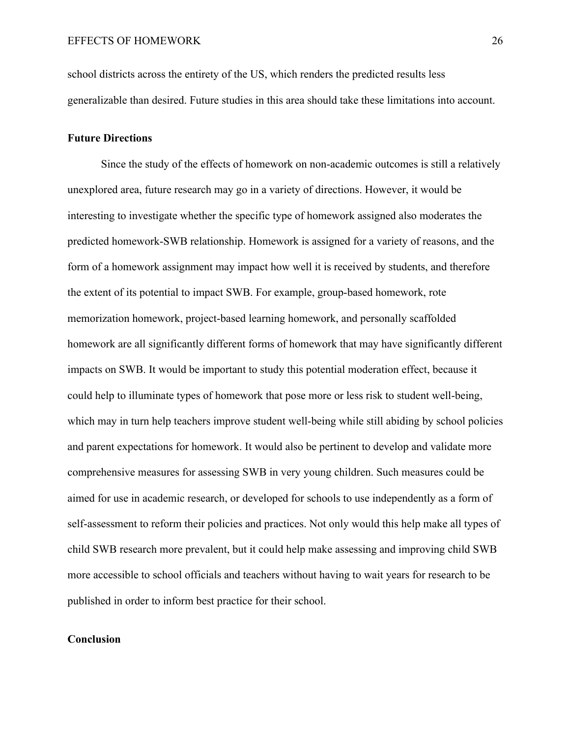school districts across the entirety of the US, which renders the predicted results less generalizable than desired. Future studies in this area should take these limitations into account.

## Future Directions

Since the study of the effects of homework on non-academic outcomes is still a relatively unexplored area, future research may go in a variety of directions. However, it would be interesting to investigate whether the specific type of homework assigned also moderates the predicted homework-SWB relationship. Homework is assigned for a variety of reasons, and the form of a homework assignment may impact how well it is received by students, and therefore the extent of its potential to impact SWB. For example, group-based homework, rote memorization homework, project-based learning homework, and personally scaffolded homework are all significantly different forms of homework that may have significantly different impacts on SWB. It would be important to study this potential moderation effect, because it could help to illuminate types of homework that pose more or less risk to student well-being, which may in turn help teachers improve student well-being while still abiding by school policies and parent expectations for homework. It would also be pertinent to develop and validate more comprehensive measures for assessing SWB in very young children. Such measures could be aimed for use in academic research, or developed for schools to use independently as a form of self-assessment to reform their policies and practices. Not only would this help make all types of child SWB research more prevalent, but it could help make assessing and improving child SWB more accessible to school officials and teachers without having to wait years for research to be published in order to inform best practice for their school.

## Conclusion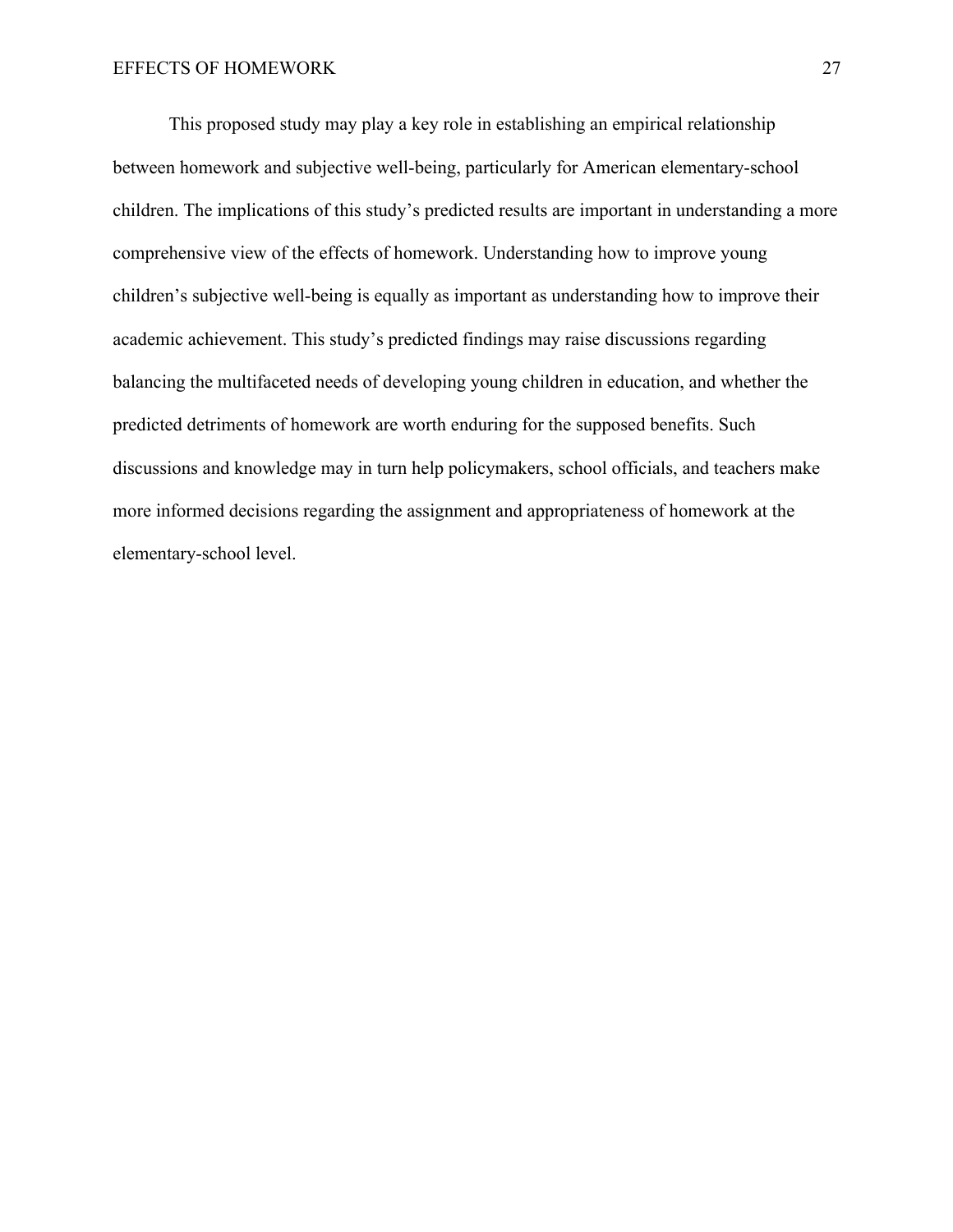This proposed study may play a key role in establishing an empirical relationship between homework and subjective well-being, particularly for American elementary-school children. The implications of this study's predicted results are important in understanding a more comprehensive view of the effects of homework. Understanding how to improve young children's subjective well-being is equally as important as understanding how to improve their academic achievement. This study's predicted findings may raise discussions regarding balancing the multifaceted needs of developing young children in education, and whether the predicted detriments of homework are worth enduring for the supposed benefits. Such discussions and knowledge may in turn help policymakers, school officials, and teachers make more informed decisions regarding the assignment and appropriateness of homework at the elementary-school level.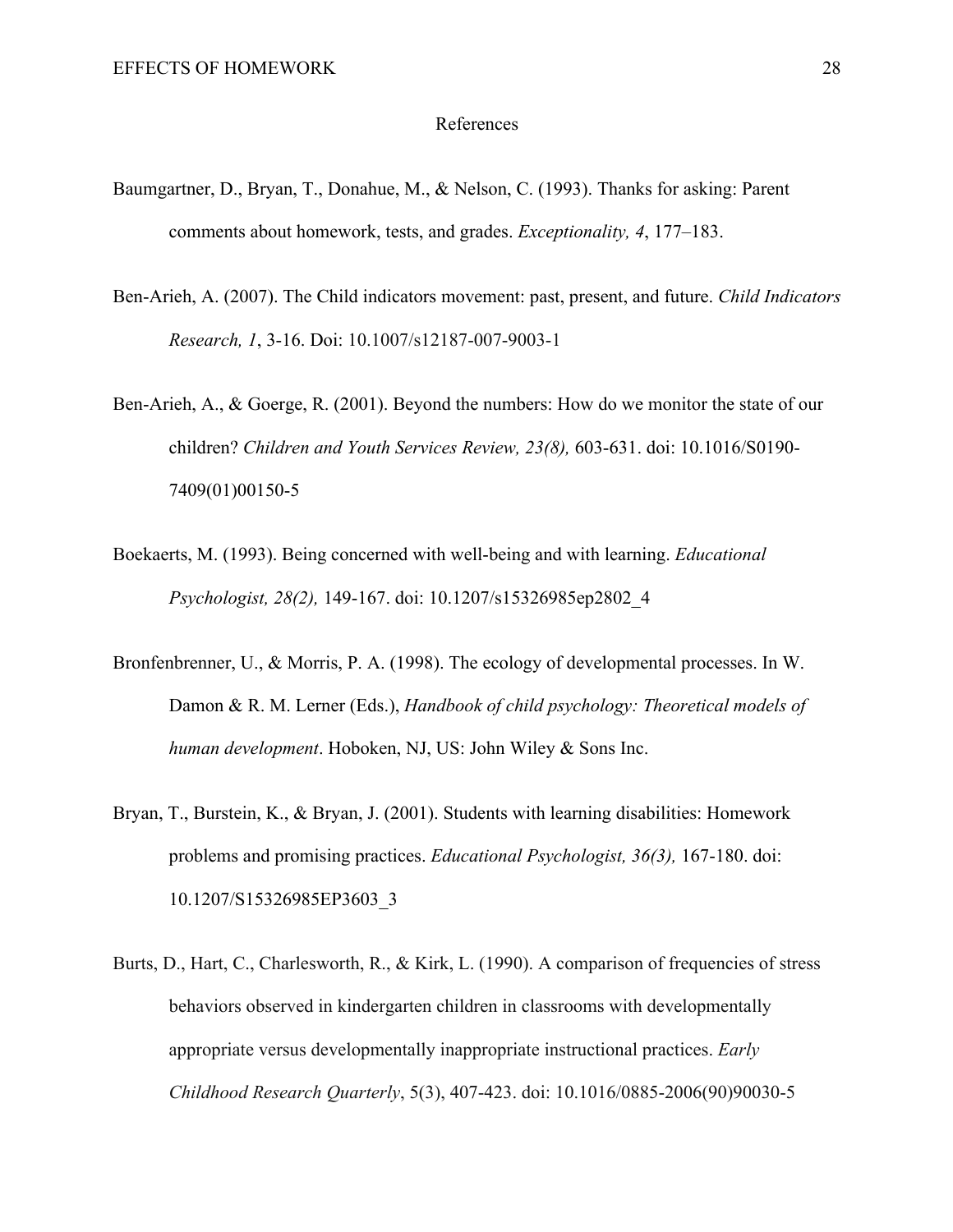# References

Baumgartner, D., Bryan, T., Donahue, M., & Nelson, C. (1993). Thanks for asking: Parent comments about homework, tests, and grades. *Exceptionality, 4*, 177–183.

Ben-Arieh, A. (2007). The Child indicators movement: past, present, and future. *Child Indicators Research, 1*, 3-16. Doi: 10.1007/s12187-007-9003-1

Ben-Arieh, A., & Goerge, R. (2001). Beyond the numbers: How do we monitor the state of our children? *Children and Youth Services Review, 23(8),* 603-631. doi: 10.1016/S0190-7409(01)00150-5

Boekaerts, M. (1993). Being concerned with well-being and with learning. *Educational Psychologist, 28(2),* 149-167. doi: 10.1207/s15326985ep2802_4

Bronfenbrenner, U., & Morris, P. A. (1998). The ecology of developmental processes. In W. Damon & R. M. Lerner (Eds.), *Handbook of child psychology: Theoretical models of human development*. Hoboken, NJ, US: John Wiley & Sons Inc.

Bryan, T., Burstein, K., & Bryan, J. (2001). Students with learning disabilities: Homework problems and promising practices. *Educational Psychologist, 36(3),* 167-180. doi: 10.1207/S15326985EP3603_3

Burts, D., Hart, C., Charlesworth, R., & Kirk, L. (1990). A comparison of frequencies of stress behaviors observed in kindergarten children in classrooms with developmentally appropriate versus developmentally inappropriate instructional practices. *Early Childhood Research Quarterly*, 5(3), 407-423. doi: 10.1016/0885-2006(90)90030-5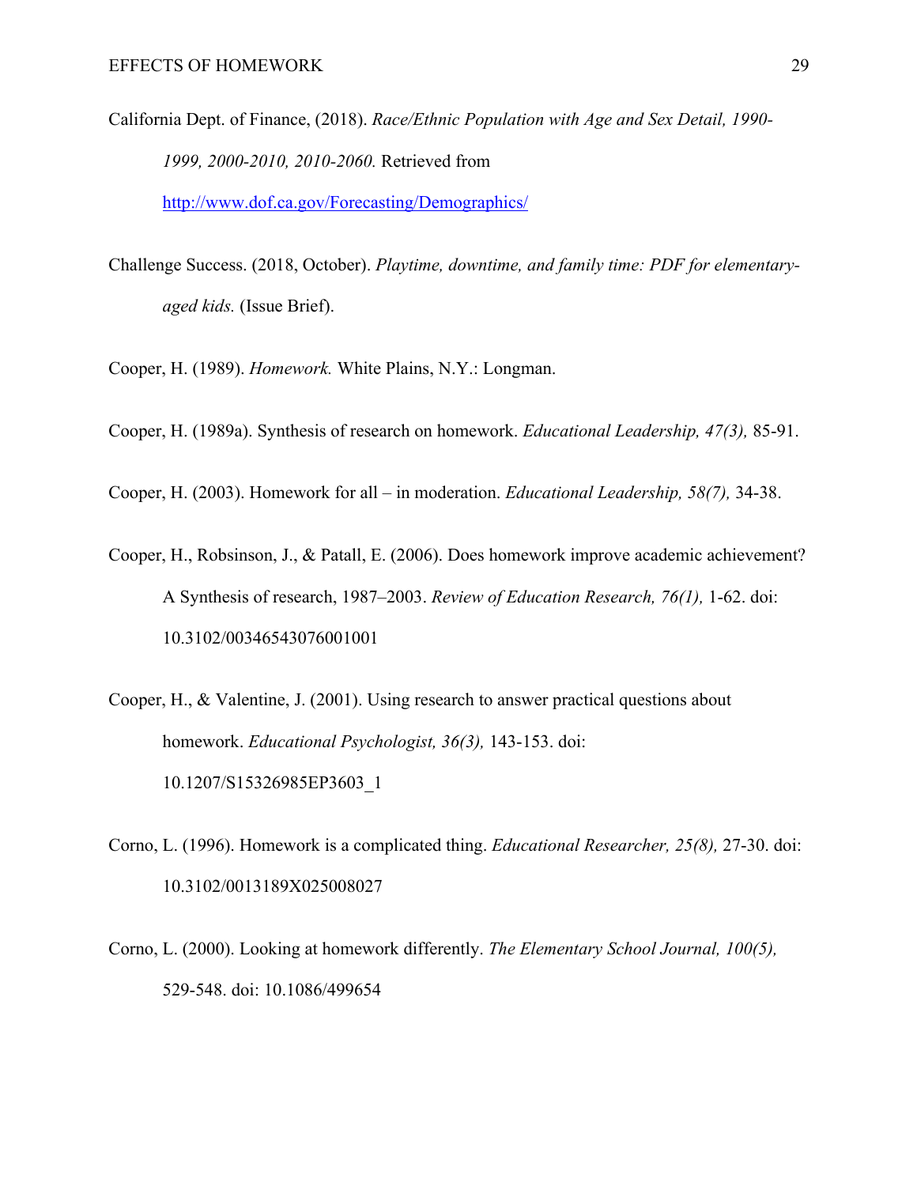California Dept. of Finance, (2018). *Race/Ethnic Population with Age and Sex Detail, 1990-1999, 2000-2010, 2010-2060.* Retrieved from http://www.dof.ca.gov/Forecasting/Demographics/

Challenge Success. (2018, October). *Playtime, downtime, and family time: PDF for elementary-aged kids.* (Issue Brief).

Cooper, H. (1989). *Homework.* White Plains, N.Y.: Longman.

Cooper, H. (1989a). Synthesis of research on homework. *Educational Leadership, 47(3),* 85-91.

Cooper, H. (2003). Homework for all – in moderation. *Educational Leadership, 58(7),* 34-38.

Cooper, H., Robsinson, J., & Patall, E. (2006). Does homework improve academic achievement? A Synthesis of research, 1987–2003. *Review of Education Research, 76(1),* 1-62. doi: 10.3102/00346543076001001

Cooper, H., & Valentine, J. (2001). Using research to answer practical questions about homework. *Educational Psychologist, 36(3),* 143-153. doi: 10.1207/S15326985EP3603_1

Corno, L. (1996). Homework is a complicated thing. *Educational Researcher, 25(8),* 27-30. doi: 10.3102/0013189X025008027

Corno, L. (2000). Looking at homework differently. *The Elementary School Journal, 100(5),* 529-548. doi: 10.1086/499654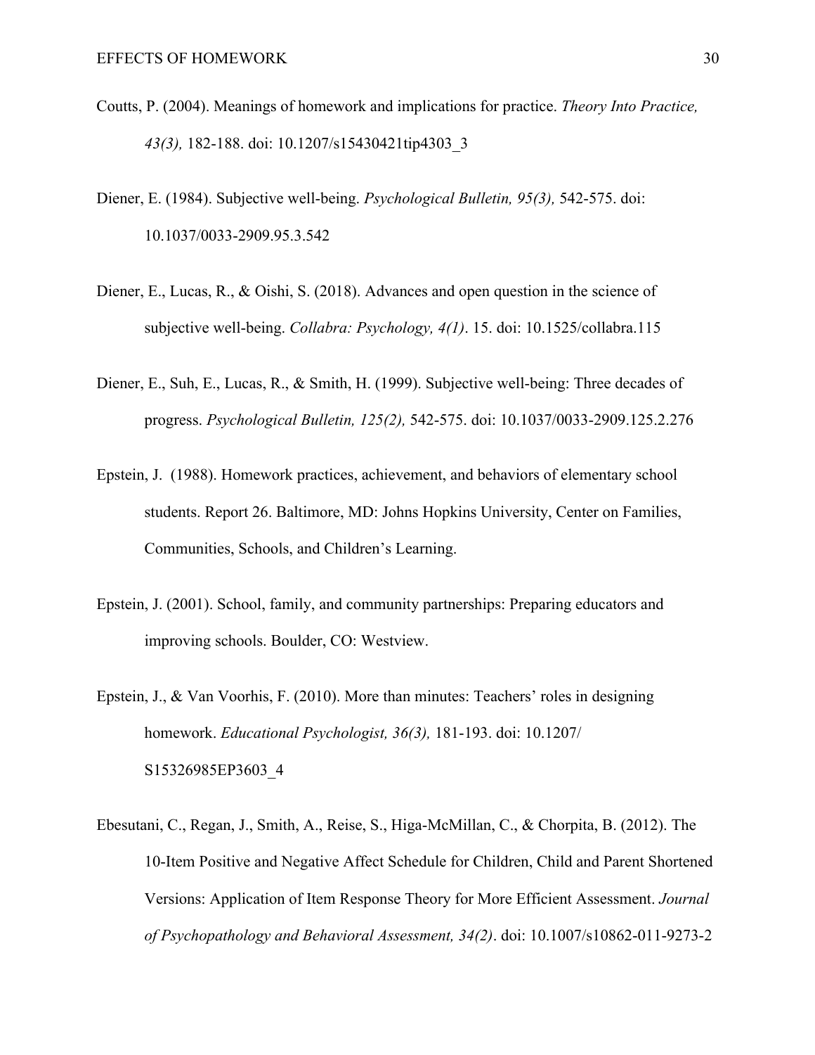Coutts, P. (2004). Meanings of homework and implications for practice. *Theory Into Practice, 43(3),* 182-188. doi: 10.1207/s15430421tip4303_3

Diener, E. (1984). Subjective well-being. *Psychological Bulletin, 95(3),* 542-575. doi: 10.1037/0033-2909.95.3.542

Diener, E., Lucas, R., & Oishi, S. (2018). Advances and open question in the science of subjective well-being. *Collabra: Psychology, 4(1)*. 15. doi: 10.1525/collabra.115

Diener, E., Suh, E., Lucas, R., & Smith, H. (1999). Subjective well-being: Three decades of progress. *Psychological Bulletin, 125(2),* 542-575. doi: 10.1037/0033-2909.125.2.276

Epstein, J. (1988). Homework practices, achievement, and behaviors of elementary school students. Report 26. Baltimore, MD: Johns Hopkins University, Center on Families, Communities, Schools, and Children's Learning.

Epstein, J. (2001). School, family, and community partnerships: Preparing educators and improving schools. Boulder, CO: Westview.

Epstein, J., & Van Voorhis, F. (2010). More than minutes: Teachers' roles in designing homework. *Educational Psychologist, 36(3),* 181-193. doi: 10.1207/ S15326985EP3603_4

Ebesutani, C., Regan, J., Smith, A., Reise, S., Higa-McMillan, C., & Chorpita, B. (2012). The 10-Item Positive and Negative Affect Schedule for Children, Child and Parent Shortened Versions: Application of Item Response Theory for More Efficient Assessment. *Journal of Psychopathology and Behavioral Assessment, 34(2)*. doi: 10.1007/s10862-011-9273-2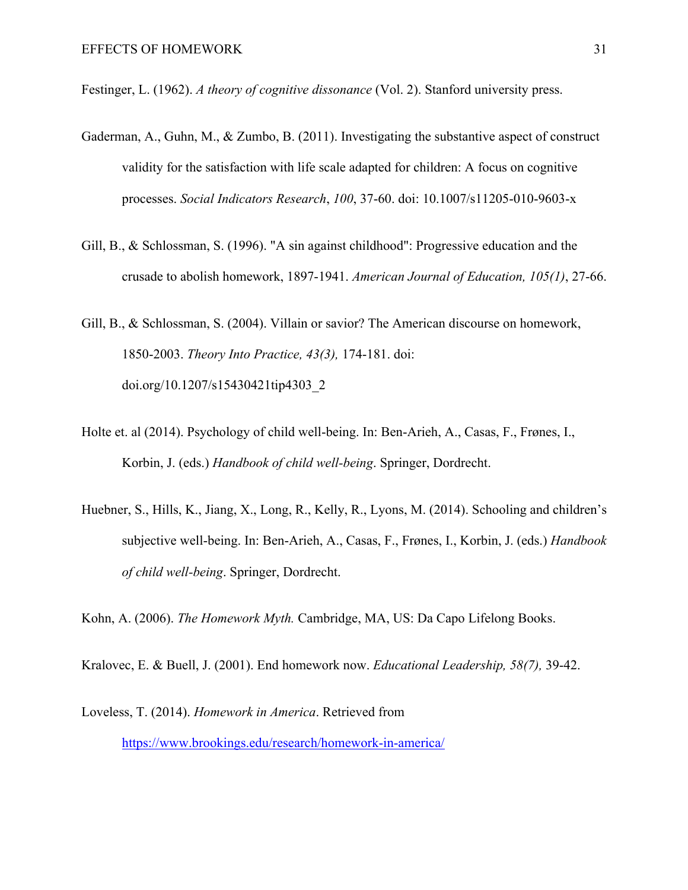Festinger, L. (1962). *A theory of cognitive dissonance* (Vol. 2). Stanford university press.

Gaderman, A., Guhn, M., & Zumbo, B. (2011). Investigating the substantive aspect of construct validity for the satisfaction with life scale adapted for children: A focus on cognitive processes. *Social Indicators Research*, *100*, 37-60. doi: 10.1007/s11205-010-9603-x

Gill, B., & Schlossman, S. (1996). "A sin against childhood": Progressive education and the crusade to abolish homework, 1897-1941. *American Journal of Education, 105(1)*, 27-66.

Gill, B., & Schlossman, S. (2004). Villain or savior? The American discourse on homework, 1850-2003. *Theory Into Practice, 43(3),* 174-181. doi: doi.org/10.1207/s15430421tip4303_2

Holte et. al (2014). Psychology of child well-being. In: Ben-Arieh, A., Casas, F., Frønes, I., Korbin, J. (eds.) *Handbook of child well-being*. Springer, Dordrecht.

Huebner, S., Hills, K., Jiang, X., Long, R., Kelly, R., Lyons, M. (2014). Schooling and children's subjective well-being. In: Ben-Arieh, A., Casas, F., Frønes, I., Korbin, J. (eds.) *Handbook of child well-being*. Springer, Dordrecht.

Kohn, A. (2006). *The Homework Myth.* Cambridge, MA, US: Da Capo Lifelong Books.

Kralovec, E. & Buell, J. (2001). End homework now. *Educational Leadership, 58(7),* 39-42.

Loveless, T. (2014). *Homework in America*. Retrieved from https://www.brookings.edu/research/homework-in-america/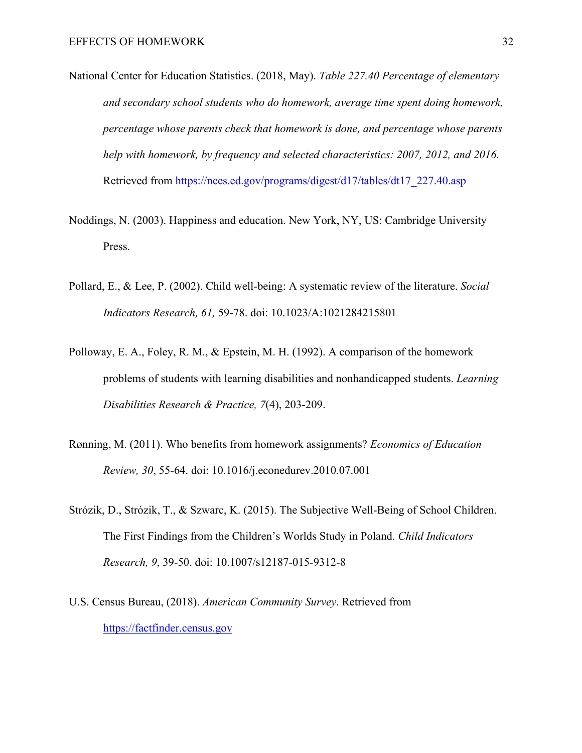National Center for Education Statistics. (2018, May). *Table 227.40 Percentage of elementary and secondary school students who do homework, average time spent doing homework, percentage whose parents check that homework is done, and percentage whose parents help with homework, by frequency and selected characteristics: 2007, 2012, and 2016.* Retrieved from https://nces.ed.gov/programs/digest/d17/tables/dt17_227.40.asp

Noddings, N. (2003). Happiness and education. New York, NY, US: Cambridge University Press.

Pollard, E., & Lee, P. (2002). Child well-being: A systematic review of the literature. *Social Indicators Research, 61,* 59-78. doi: 10.1023/A:1021284215801

Polloway, E. A., Foley, R. M., & Epstein, M. H. (1992). A comparison of the homework problems of students with learning disabilities and nonhandicapped students. *Learning Disabilities Research & Practice, 7*(4), 203-209.

Rønning, M. (2011). Who benefits from homework assignments? *Economics of Education Review, 30*, 55-64. doi: 10.1016/j.econedurev.2010.07.001

Strózik, D., Strózik, T., & Szwarc, K. (2015). The Subjective Well-Being of School Children. The First Findings from the Children's Worlds Study in Poland. *Child Indicators Research, 9*, 39-50. doi: 10.1007/s12187-015-9312-8

U.S. Census Bureau, (2018). *American Community Survey*. Retrieved from https://factfinder.census.gov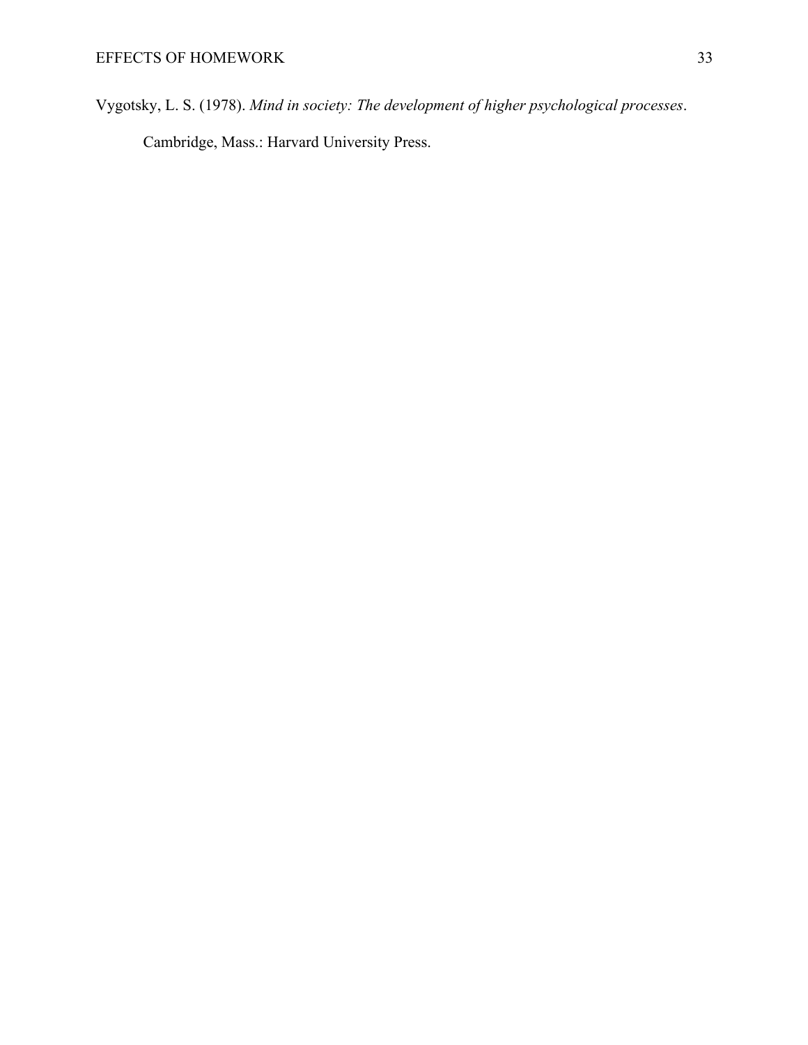Vygotsky, L. S. (1978). *Mind in society: The development of higher psychological processes*. Cambridge, Mass.: Harvard University Press.